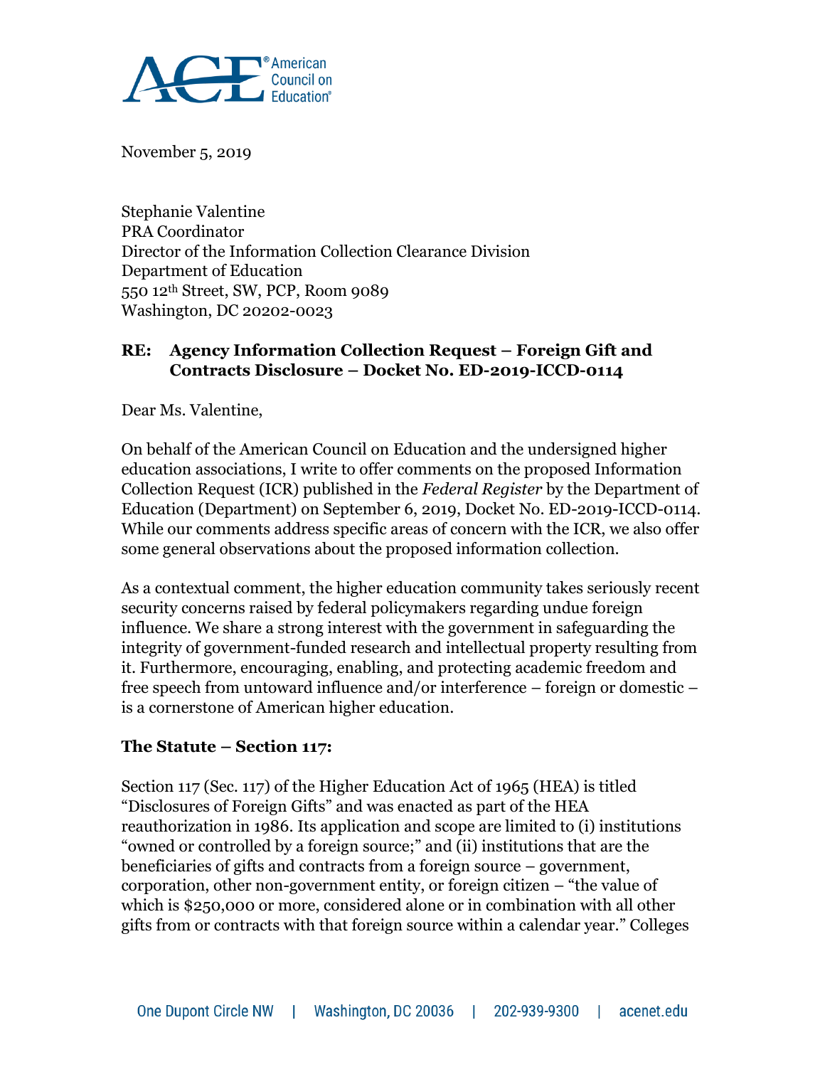November 5, 2019

Stephanie Valentine
PRA Coordinator
Director of the Information Collection Clearance Division
Department of Education
550 12th Street, SW, PCP, Room 9089
Washington, DC 20202-0023

**RE: Agency Information Collection Request – Foreign Gift and Contracts Disclosure – Docket No. ED-2019-ICCD-0114**

Dear Ms. Valentine,

On behalf of the American Council on Education and the undersigned higher education associations, I write to offer comments on the proposed Information Collection Request (ICR) published in the *Federal Register* by the Department of Education (Department) on September 6, 2019, Docket No. ED-2019-ICCD-0114. While our comments address specific areas of concern with the ICR, we also offer some general observations about the proposed information collection.

As a contextual comment, the higher education community takes seriously recent security concerns raised by federal policymakers regarding undue foreign influence. We share a strong interest with the government in safeguarding the integrity of government-funded research and intellectual property resulting from it. Furthermore, encouraging, enabling, and protecting academic freedom and free speech from untoward influence and/or interference – foreign or domestic – is a cornerstone of American higher education.

**The Statute – Section 117:**

Section 117 (Sec. 117) of the Higher Education Act of 1965 (HEA) is titled "Disclosures of Foreign Gifts" and was enacted as part of the HEA reauthorization in 1986. Its application and scope are limited to (i) institutions "owned or controlled by a foreign source;" and (ii) institutions that are the beneficiaries of gifts and contracts from a foreign source – government, corporation, other non-government entity, or foreign citizen – "the value of which is $250,000 or more, considered alone or in combination with all other gifts from or contracts with that foreign source within a calendar year." Colleges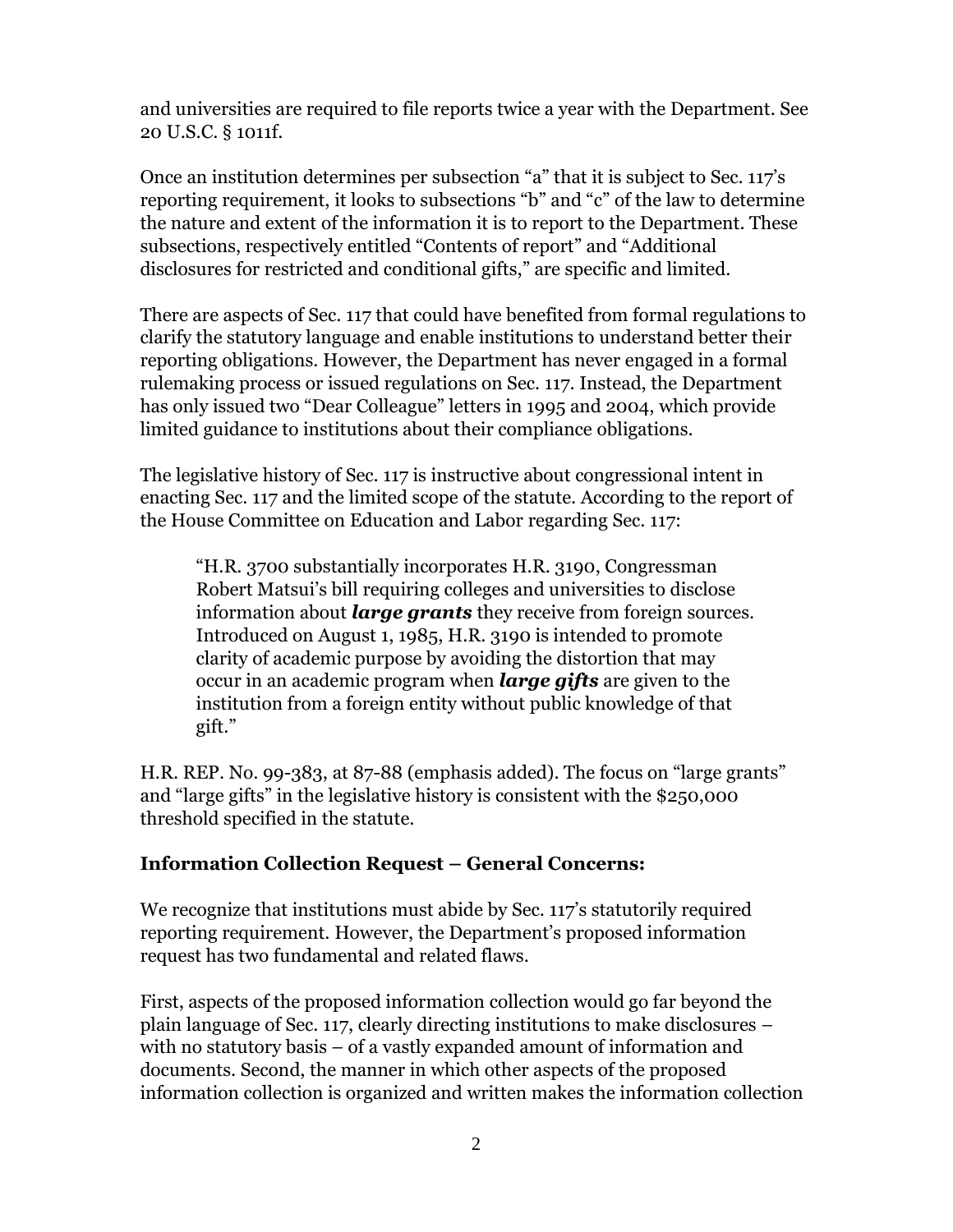and universities are required to file reports twice a year with the Department. See 20 U.S.C. § 1011f.

Once an institution determines per subsection "a" that it is subject to Sec. 117's reporting requirement, it looks to subsections "b" and "c" of the law to determine the nature and extent of the information it is to report to the Department. These subsections, respectively entitled "Contents of report" and "Additional disclosures for restricted and conditional gifts," are specific and limited.

There are aspects of Sec. 117 that could have benefited from formal regulations to clarify the statutory language and enable institutions to understand better their reporting obligations. However, the Department has never engaged in a formal rulemaking process or issued regulations on Sec. 117. Instead, the Department has only issued two "Dear Colleague" letters in 1995 and 2004, which provide limited guidance to institutions about their compliance obligations.

The legislative history of Sec. 117 is instructive about congressional intent in enacting Sec. 117 and the limited scope of the statute. According to the report of the House Committee on Education and Labor regarding Sec. 117:

> "H.R. 3700 substantially incorporates H.R. 3190, Congressman Robert Matsui's bill requiring colleges and universities to disclose information about ***large grants*** they receive from foreign sources. Introduced on August 1, 1985, H.R. 3190 is intended to promote clarity of academic purpose by avoiding the distortion that may occur in an academic program when ***large gifts*** are given to the institution from a foreign entity without public knowledge of that gift."

H.R. REP. No. 99-383, at 87-88 (emphasis added). The focus on "large grants" and "large gifts" in the legislative history is consistent with the $250,000 threshold specified in the statute.

**Information Collection Request – General Concerns:**

We recognize that institutions must abide by Sec. 117's statutorily required reporting requirement. However, the Department's proposed information request has two fundamental and related flaws.

First, aspects of the proposed information collection would go far beyond the plain language of Sec. 117, clearly directing institutions to make disclosures – with no statutory basis – of a vastly expanded amount of information and documents. Second, the manner in which other aspects of the proposed information collection is organized and written makes the information collection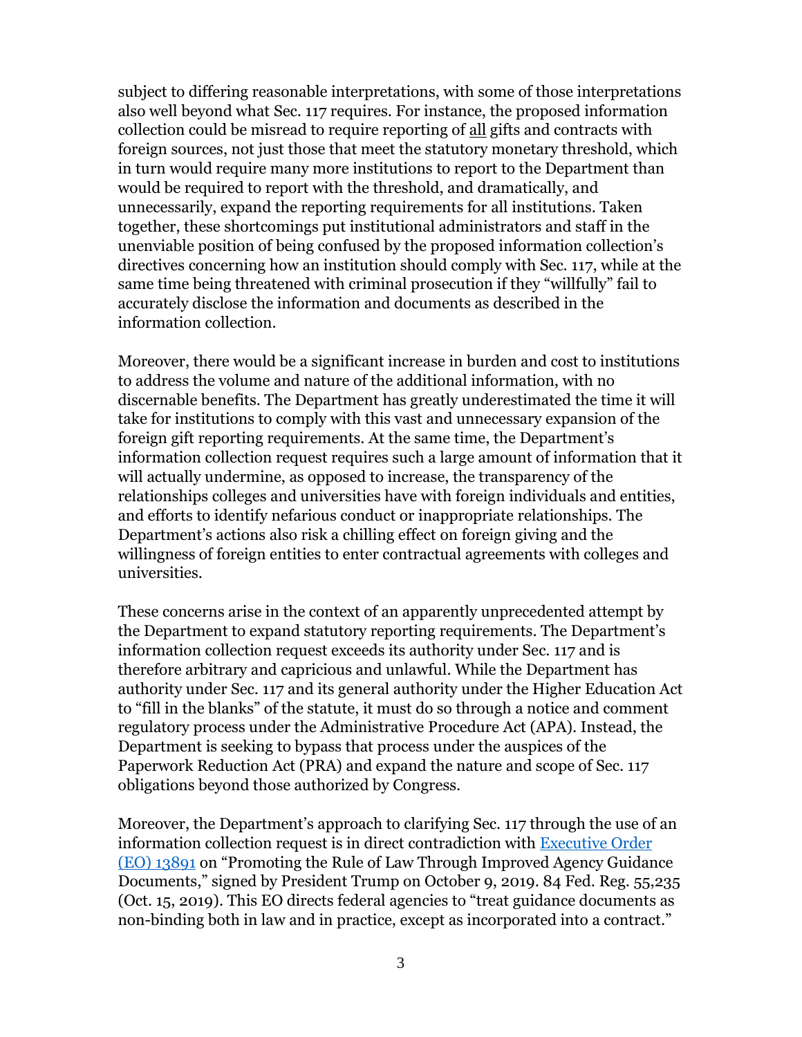subject to differing reasonable interpretations, with some of those interpretations also well beyond what Sec. 117 requires. For instance, the proposed information collection could be misread to require reporting of <u>all</u> gifts and contracts with foreign sources, not just those that meet the statutory monetary threshold, which in turn would require many more institutions to report to the Department than would be required to report with the threshold, and dramatically, and unnecessarily, expand the reporting requirements for all institutions. Taken together, these shortcomings put institutional administrators and staff in the unenviable position of being confused by the proposed information collection's directives concerning how an institution should comply with Sec. 117, while at the same time being threatened with criminal prosecution if they "willfully" fail to accurately disclose the information and documents as described in the information collection.

Moreover, there would be a significant increase in burden and cost to institutions to address the volume and nature of the additional information, with no discernable benefits. The Department has greatly underestimated the time it will take for institutions to comply with this vast and unnecessary expansion of the foreign gift reporting requirements. At the same time, the Department's information collection request requires such a large amount of information that it will actually undermine, as opposed to increase, the transparency of the relationships colleges and universities have with foreign individuals and entities, and efforts to identify nefarious conduct or inappropriate relationships. The Department's actions also risk a chilling effect on foreign giving and the willingness of foreign entities to enter contractual agreements with colleges and universities.

These concerns arise in the context of an apparently unprecedented attempt by the Department to expand statutory reporting requirements. The Department's information collection request exceeds its authority under Sec. 117 and is therefore arbitrary and capricious and unlawful. While the Department has authority under Sec. 117 and its general authority under the Higher Education Act to "fill in the blanks" of the statute, it must do so through a notice and comment regulatory process under the Administrative Procedure Act (APA). Instead, the Department is seeking to bypass that process under the auspices of the Paperwork Reduction Act (PRA) and expand the nature and scope of Sec. 117 obligations beyond those authorized by Congress.

Moreover, the Department's approach to clarifying Sec. 117 through the use of an information collection request is in direct contradiction with Executive Order (EO) 13891 on "Promoting the Rule of Law Through Improved Agency Guidance Documents," signed by President Trump on October 9, 2019. 84 Fed. Reg. 55,235 (Oct. 15, 2019). This EO directs federal agencies to "treat guidance documents as non-binding both in law and in practice, except as incorporated into a contract."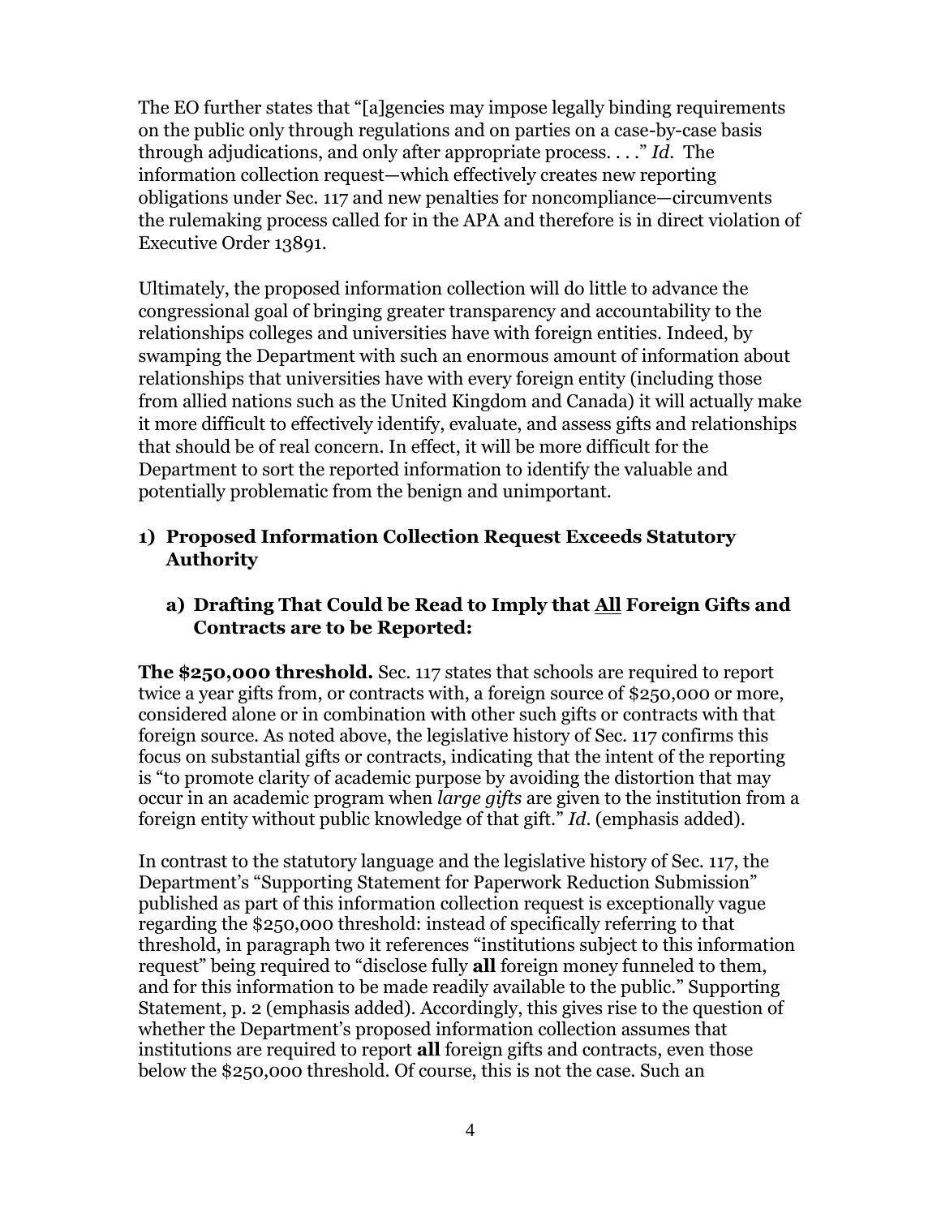The EO further states that "[a]gencies may impose legally binding requirements on the public only through regulations and on parties on a case-by-case basis through adjudications, and only after appropriate process. . . ." *Id.* The information collection request—which effectively creates new reporting obligations under Sec. 117 and new penalties for noncompliance—circumvents the rulemaking process called for in the APA and therefore is in direct violation of Executive Order 13891.

Ultimately, the proposed information collection will do little to advance the congressional goal of bringing greater transparency and accountability to the relationships colleges and universities have with foreign entities. Indeed, by swamping the Department with such an enormous amount of information about relationships that universities have with every foreign entity (including those from allied nations such as the United Kingdom and Canada) it will actually make it more difficult to effectively identify, evaluate, and assess gifts and relationships that should be of real concern. In effect, it will be more difficult for the Department to sort the reported information to identify the valuable and potentially problematic from the benign and unimportant.

### 1) Proposed Information Collection Request Exceeds Statutory Authority

#### a) Drafting That Could be Read to Imply that <u>All</u> Foreign Gifts and Contracts are to be Reported:

**The $250,000 threshold.** Sec. 117 states that schools are required to report twice a year gifts from, or contracts with, a foreign source of $250,000 or more, considered alone or in combination with other such gifts or contracts with that foreign source. As noted above, the legislative history of Sec. 117 confirms this focus on substantial gifts or contracts, indicating that the intent of the reporting is "to promote clarity of academic purpose by avoiding the distortion that may occur in an academic program when *large gifts* are given to the institution from a foreign entity without public knowledge of that gift." *Id.* (emphasis added).

In contrast to the statutory language and the legislative history of Sec. 117, the Department's "Supporting Statement for Paperwork Reduction Submission" published as part of this information collection request is exceptionally vague regarding the $250,000 threshold: instead of specifically referring to that threshold, in paragraph two it references "institutions subject to this information request" being required to "disclose fully **all** foreign money funneled to them, and for this information to be made readily available to the public." Supporting Statement, p. 2 (emphasis added). Accordingly, this gives rise to the question of whether the Department's proposed information collection assumes that institutions are required to report **all** foreign gifts and contracts, even those below the $250,000 threshold. Of course, this is not the case. Such an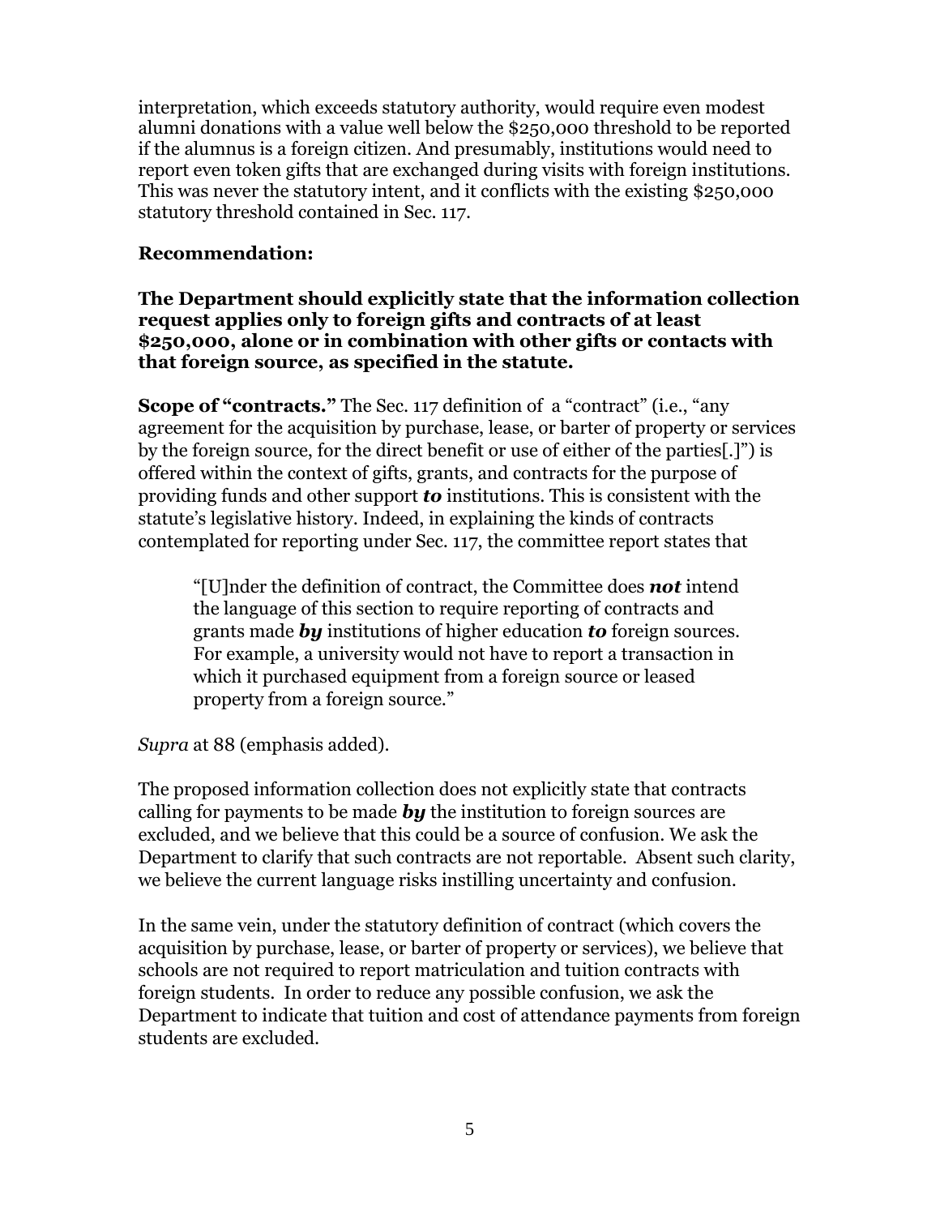interpretation, which exceeds statutory authority, would require even modest alumni donations with a value well below the $250,000 threshold to be reported if the alumnus is a foreign citizen. And presumably, institutions would need to report even token gifts that are exchanged during visits with foreign institutions. This was never the statutory intent, and it conflicts with the existing $250,000 statutory threshold contained in Sec. 117.

**Recommendation:**

**The Department should explicitly state that the information collection request applies only to foreign gifts and contracts of at least $250,000, alone or in combination with other gifts or contacts with that foreign source, as specified in the statute.**

**Scope of "contracts."** The Sec. 117 definition of a "contract" (i.e., "any agreement for the acquisition by purchase, lease, or barter of property or services by the foreign source, for the direct benefit or use of either of the parties[.]") is offered within the context of gifts, grants, and contracts for the purpose of providing funds and other support ***to*** institutions. This is consistent with the statute's legislative history. Indeed, in explaining the kinds of contracts contemplated for reporting under Sec. 117, the committee report states that

> "[U]nder the definition of contract, the Committee does ***not*** intend the language of this section to require reporting of contracts and grants made ***by*** institutions of higher education ***to*** foreign sources. For example, a university would not have to report a transaction in which it purchased equipment from a foreign source or leased property from a foreign source."

*Supra* at 88 (emphasis added).

The proposed information collection does not explicitly state that contracts calling for payments to be made ***by*** the institution to foreign sources are excluded, and we believe that this could be a source of confusion. We ask the Department to clarify that such contracts are not reportable. Absent such clarity, we believe the current language risks instilling uncertainty and confusion.

In the same vein, under the statutory definition of contract (which covers the acquisition by purchase, lease, or barter of property or services), we believe that schools are not required to report matriculation and tuition contracts with foreign students. In order to reduce any possible confusion, we ask the Department to indicate that tuition and cost of attendance payments from foreign students are excluded.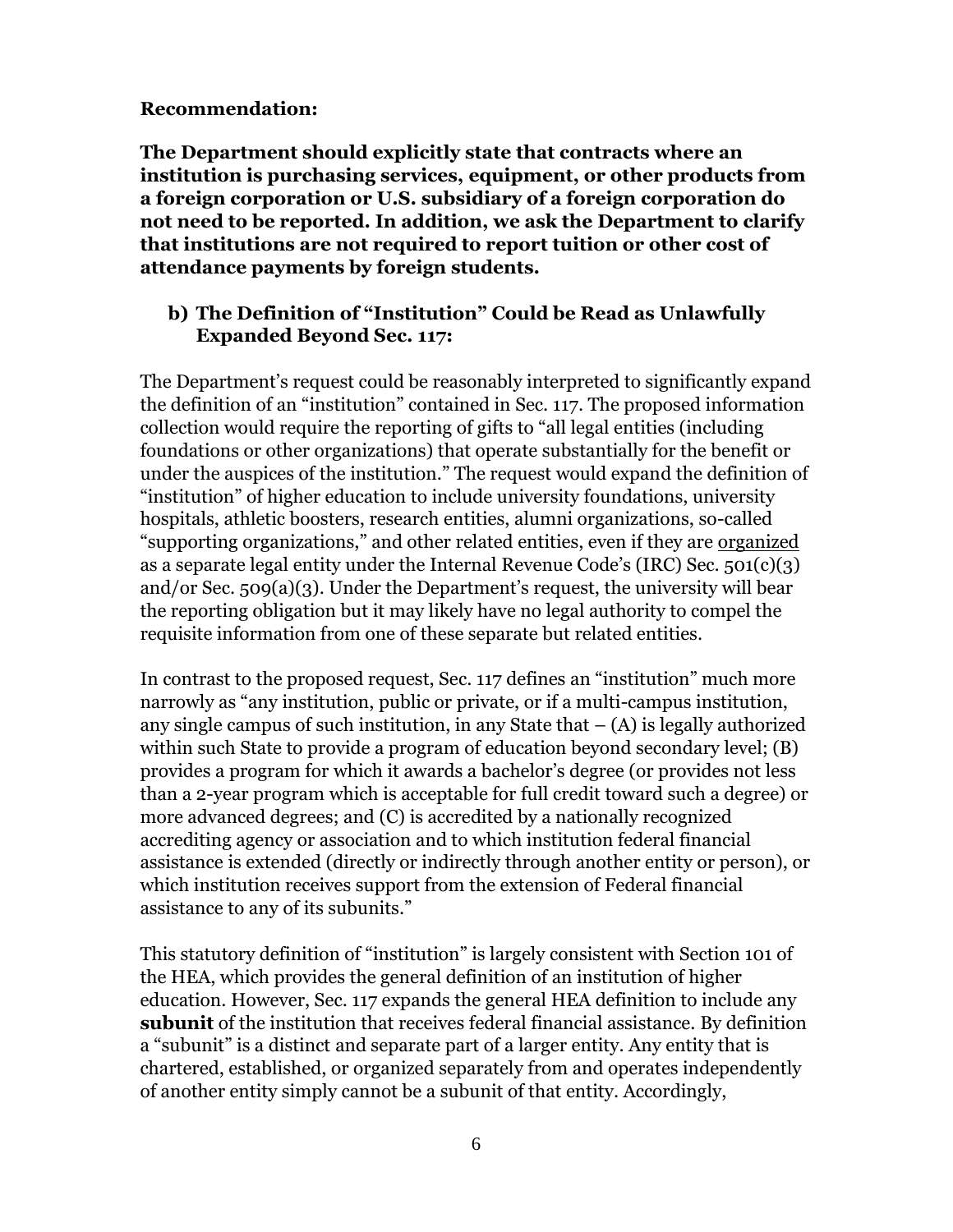**Recommendation:**

**The Department should explicitly state that contracts where an institution is purchasing services, equipment, or other products from a foreign corporation or U.S. subsidiary of a foreign corporation do not need to be reported. In addition, we ask the Department to clarify that institutions are not required to report tuition or other cost of attendance payments by foreign students.**

### b) The Definition of "Institution" Could be Read as Unlawfully Expanded Beyond Sec. 117:

The Department's request could be reasonably interpreted to significantly expand the definition of an "institution" contained in Sec. 117. The proposed information collection would require the reporting of gifts to "all legal entities (including foundations or other organizations) that operate substantially for the benefit or under the auspices of the institution." The request would expand the definition of "institution" of higher education to include university foundations, university hospitals, athletic boosters, research entities, alumni organizations, so-called "supporting organizations," and other related entities, even if they are <u>organized</u> as a separate legal entity under the Internal Revenue Code's (IRC) Sec. 501(c)(3) and/or Sec. 509(a)(3). Under the Department's request, the university will bear the reporting obligation but it may likely have no legal authority to compel the requisite information from one of these separate but related entities.

In contrast to the proposed request, Sec. 117 defines an "institution" much more narrowly as "any institution, public or private, or if a multi-campus institution, any single campus of such institution, in any State that – (A) is legally authorized within such State to provide a program of education beyond secondary level; (B) provides a program for which it awards a bachelor's degree (or provides not less than a 2-year program which is acceptable for full credit toward such a degree) or more advanced degrees; and (C) is accredited by a nationally recognized accrediting agency or association and to which institution federal financial assistance is extended (directly or indirectly through another entity or person), or which institution receives support from the extension of Federal financial assistance to any of its subunits."

This statutory definition of "institution" is largely consistent with Section 101 of the HEA, which provides the general definition of an institution of higher education. However, Sec. 117 expands the general HEA definition to include any **subunit** of the institution that receives federal financial assistance. By definition a "subunit" is a distinct and separate part of a larger entity. Any entity that is chartered, established, or organized separately from and operates independently of another entity simply cannot be a subunit of that entity. Accordingly,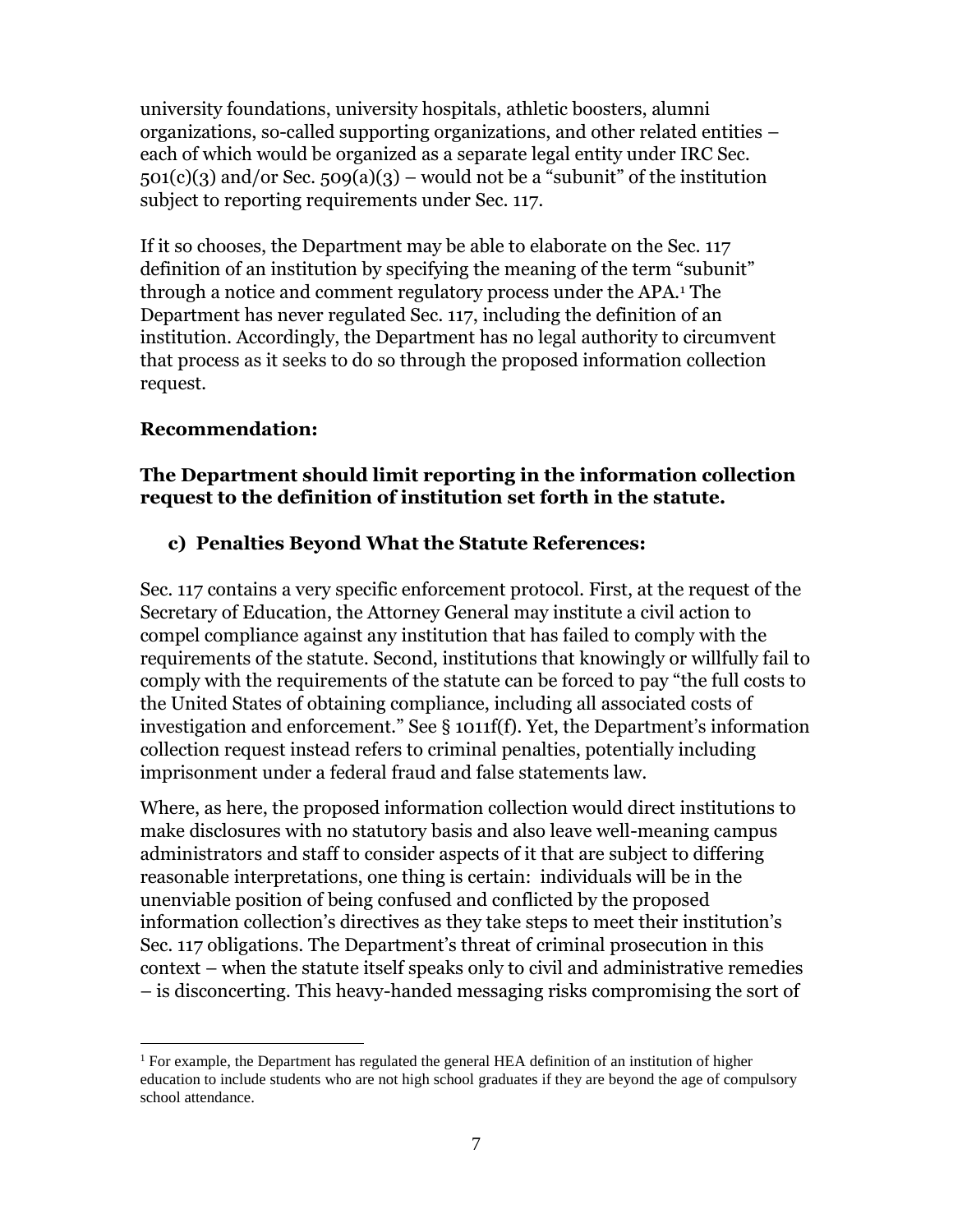university foundations, university hospitals, athletic boosters, alumni organizations, so-called supporting organizations, and other related entities – each of which would be organized as a separate legal entity under IRC Sec. 501(c)(3) and/or Sec. 509(a)(3) – would not be a "subunit" of the institution subject to reporting requirements under Sec. 117.

If it so chooses, the Department may be able to elaborate on the Sec. 117 definition of an institution by specifying the meaning of the term "subunit" through a notice and comment regulatory process under the APA.[1] The Department has never regulated Sec. 117, including the definition of an institution. Accordingly, the Department has no legal authority to circumvent that process as it seeks to do so through the proposed information collection request.

**Recommendation:**

**The Department should limit reporting in the information collection request to the definition of institution set forth in the statute.**

### c) Penalties Beyond What the Statute References:

Sec. 117 contains a very specific enforcement protocol. First, at the request of the Secretary of Education, the Attorney General may institute a civil action to compel compliance against any institution that has failed to comply with the requirements of the statute. Second, institutions that knowingly or willfully fail to comply with the requirements of the statute can be forced to pay "the full costs to the United States of obtaining compliance, including all associated costs of investigation and enforcement." See § 1011f(f). Yet, the Department's information collection request instead refers to criminal penalties, potentially including imprisonment under a federal fraud and false statements law.

Where, as here, the proposed information collection would direct institutions to make disclosures with no statutory basis and also leave well-meaning campus administrators and staff to consider aspects of it that are subject to differing reasonable interpretations, one thing is certain: individuals will be in the unenviable position of being confused and conflicted by the proposed information collection's directives as they take steps to meet their institution's Sec. 117 obligations. The Department's threat of criminal prosecution in this context – when the statute itself speaks only to civil and administrative remedies – is disconcerting. This heavy-handed messaging risks compromising the sort of

[1] For example, the Department has regulated the general HEA definition of an institution of higher education to include students who are not high school graduates if they are beyond the age of compulsory school attendance.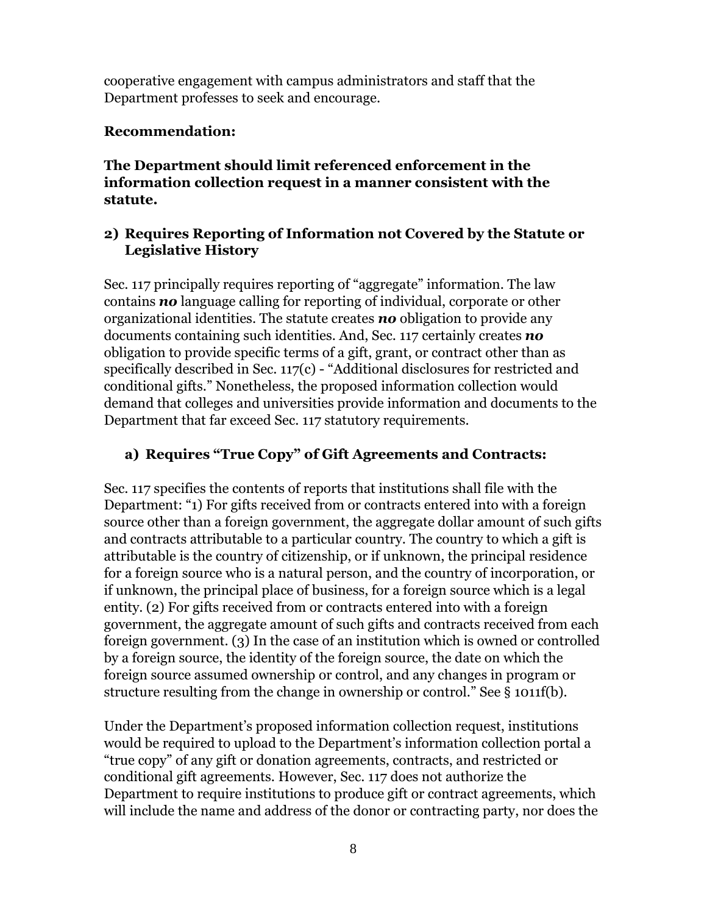cooperative engagement with campus administrators and staff that the Department professes to seek and encourage.

**Recommendation:**

**The Department should limit referenced enforcement in the information collection request in a manner consistent with the statute.**

### 2) Requires Reporting of Information not Covered by the Statute or Legislative History

Sec. 117 principally requires reporting of "aggregate" information. The law contains ***no*** language calling for reporting of individual, corporate or other organizational identities. The statute creates ***no*** obligation to provide any documents containing such identities. And, Sec. 117 certainly creates ***no*** obligation to provide specific terms of a gift, grant, or contract other than as specifically described in Sec. 117(c) - "Additional disclosures for restricted and conditional gifts." Nonetheless, the proposed information collection would demand that colleges and universities provide information and documents to the Department that far exceed Sec. 117 statutory requirements.

#### a) Requires "True Copy" of Gift Agreements and Contracts:

Sec. 117 specifies the contents of reports that institutions shall file with the Department: "1) For gifts received from or contracts entered into with a foreign source other than a foreign government, the aggregate dollar amount of such gifts and contracts attributable to a particular country. The country to which a gift is attributable is the country of citizenship, or if unknown, the principal residence for a foreign source who is a natural person, and the country of incorporation, or if unknown, the principal place of business, for a foreign source which is a legal entity. (2) For gifts received from or contracts entered into with a foreign government, the aggregate amount of such gifts and contracts received from each foreign government. (3) In the case of an institution which is owned or controlled by a foreign source, the identity of the foreign source, the date on which the foreign source assumed ownership or control, and any changes in program or structure resulting from the change in ownership or control." See § 1011f(b).

Under the Department's proposed information collection request, institutions would be required to upload to the Department's information collection portal a "true copy" of any gift or donation agreements, contracts, and restricted or conditional gift agreements. However, Sec. 117 does not authorize the Department to require institutions to produce gift or contract agreements, which will include the name and address of the donor or contracting party, nor does the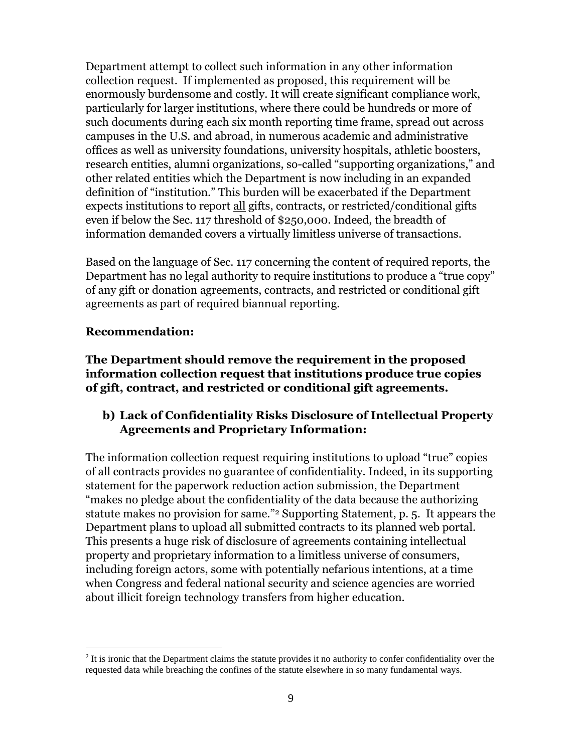Department attempt to collect such information in any other information collection request. If implemented as proposed, this requirement will be enormously burdensome and costly. It will create significant compliance work, particularly for larger institutions, where there could be hundreds or more of such documents during each six month reporting time frame, spread out across campuses in the U.S. and abroad, in numerous academic and administrative offices as well as university foundations, university hospitals, athletic boosters, research entities, alumni organizations, so-called "supporting organizations," and other related entities which the Department is now including in an expanded definition of "institution." This burden will be exacerbated if the Department expects institutions to report <u>all</u> gifts, contracts, or restricted/conditional gifts even if below the Sec. 117 threshold of $250,000. Indeed, the breadth of information demanded covers a virtually limitless universe of transactions.

Based on the language of Sec. 117 concerning the content of required reports, the Department has no legal authority to require institutions to produce a "true copy" of any gift or donation agreements, contracts, and restricted or conditional gift agreements as part of required biannual reporting.

**Recommendation:**

**The Department should remove the requirement in the proposed information collection request that institutions produce true copies of gift, contract, and restricted or conditional gift agreements.**

**b) Lack of Confidentiality Risks Disclosure of Intellectual Property Agreements and Proprietary Information:**

The information collection request requiring institutions to upload "true" copies of all contracts provides no guarantee of confidentiality. Indeed, in its supporting statement for the paperwork reduction action submission, the Department "makes no pledge about the confidentiality of the data because the authorizing statute makes no provision for same."[2] Supporting Statement, p. 5. It appears the Department plans to upload all submitted contracts to its planned web portal. This presents a huge risk of disclosure of agreements containing intellectual property and proprietary information to a limitless universe of consumers, including foreign actors, some with potentially nefarious intentions, at a time when Congress and federal national security and science agencies are worried about illicit foreign technology transfers from higher education.

---

[2] It is ironic that the Department claims the statute provides it no authority to confer confidentiality over the requested data while breaching the confines of the statute elsewhere in so many fundamental ways.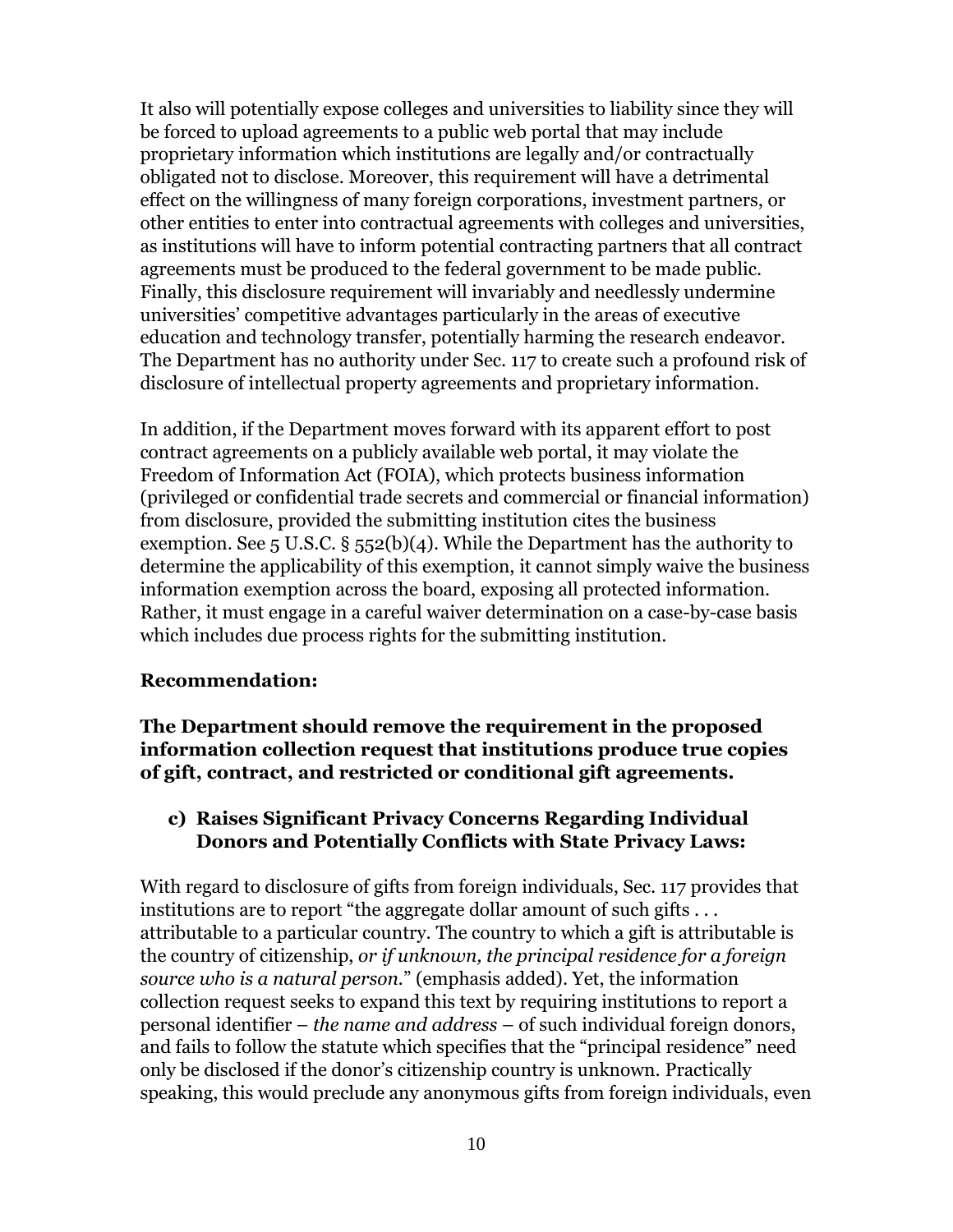It also will potentially expose colleges and universities to liability since they will be forced to upload agreements to a public web portal that may include proprietary information which institutions are legally and/or contractually obligated not to disclose. Moreover, this requirement will have a detrimental effect on the willingness of many foreign corporations, investment partners, or other entities to enter into contractual agreements with colleges and universities, as institutions will have to inform potential contracting partners that all contract agreements must be produced to the federal government to be made public. Finally, this disclosure requirement will invariably and needlessly undermine universities' competitive advantages particularly in the areas of executive education and technology transfer, potentially harming the research endeavor. The Department has no authority under Sec. 117 to create such a profound risk of disclosure of intellectual property agreements and proprietary information.

In addition, if the Department moves forward with its apparent effort to post contract agreements on a publicly available web portal, it may violate the Freedom of Information Act (FOIA), which protects business information (privileged or confidential trade secrets and commercial or financial information) from disclosure, provided the submitting institution cites the business exemption. See 5 U.S.C. § 552(b)(4). While the Department has the authority to determine the applicability of this exemption, it cannot simply waive the business information exemption across the board, exposing all protected information. Rather, it must engage in a careful waiver determination on a case-by-case basis which includes due process rights for the submitting institution.

**Recommendation:**

**The Department should remove the requirement in the proposed information collection request that institutions produce true copies of gift, contract, and restricted or conditional gift agreements.**

**c) Raises Significant Privacy Concerns Regarding Individual Donors and Potentially Conflicts with State Privacy Laws:**

With regard to disclosure of gifts from foreign individuals, Sec. 117 provides that institutions are to report "the aggregate dollar amount of such gifts . . . attributable to a particular country. The country to which a gift is attributable is the country of citizenship, *or if unknown, the principal residence for a foreign source who is a natural person*." (emphasis added). Yet, the information collection request seeks to expand this text by requiring institutions to report a personal identifier – *the name and address* – of such individual foreign donors, and fails to follow the statute which specifies that the "principal residence" need only be disclosed if the donor's citizenship country is unknown. Practically speaking, this would preclude any anonymous gifts from foreign individuals, even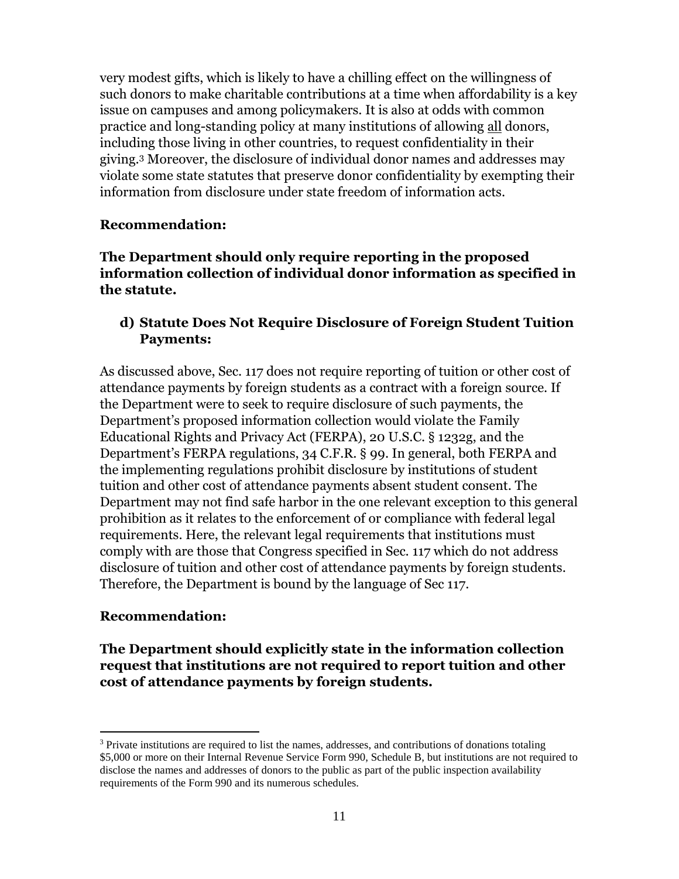very modest gifts, which is likely to have a chilling effect on the willingness of such donors to make charitable contributions at a time when affordability is a key issue on campuses and among policymakers. It is also at odds with common practice and long-standing policy at many institutions of allowing all donors, including those living in other countries, to request confidentiality in their giving.[3] Moreover, the disclosure of individual donor names and addresses may violate some state statutes that preserve donor confidentiality by exempting their information from disclosure under state freedom of information acts.

**Recommendation:**

**The Department should only require reporting in the proposed information collection of individual donor information as specified in the statute.**

**d) Statute Does Not Require Disclosure of Foreign Student Tuition Payments:**

As discussed above, Sec. 117 does not require reporting of tuition or other cost of attendance payments by foreign students as a contract with a foreign source. If the Department were to seek to require disclosure of such payments, the Department's proposed information collection would violate the Family Educational Rights and Privacy Act (FERPA), 20 U.S.C. § 1232g, and the Department's FERPA regulations, 34 C.F.R. § 99. In general, both FERPA and the implementing regulations prohibit disclosure by institutions of student tuition and other cost of attendance payments absent student consent. The Department may not find safe harbor in the one relevant exception to this general prohibition as it relates to the enforcement of or compliance with federal legal requirements. Here, the relevant legal requirements that institutions must comply with are those that Congress specified in Sec. 117 which do not address disclosure of tuition and other cost of attendance payments by foreign students. Therefore, the Department is bound by the language of Sec 117.

**Recommendation:**

**The Department should explicitly state in the information collection request that institutions are not required to report tuition and other cost of attendance payments by foreign students.**

[3] Private institutions are required to list the names, addresses, and contributions of donations totaling $5,000 or more on their Internal Revenue Service Form 990, Schedule B, but institutions are not required to disclose the names and addresses of donors to the public as part of the public inspection availability requirements of the Form 990 and its numerous schedules.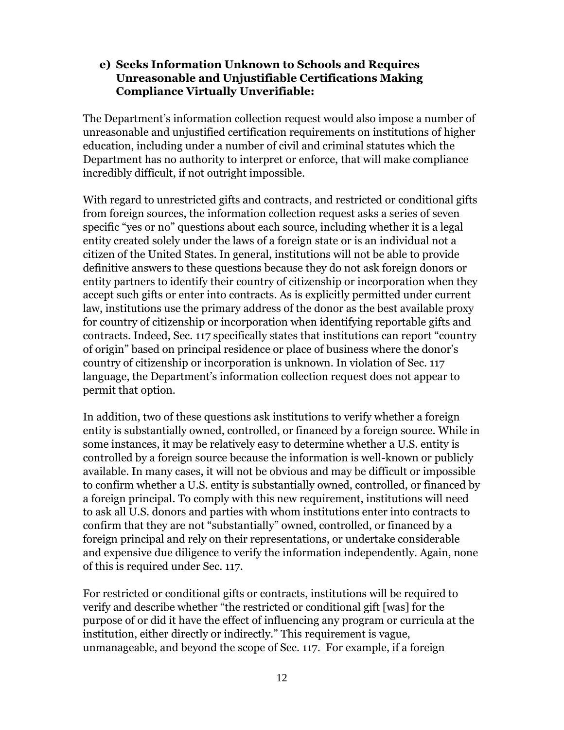### e) Seeks Information Unknown to Schools and Requires Unreasonable and Unjustifiable Certifications Making Compliance Virtually Unverifiable:

The Department's information collection request would also impose a number of unreasonable and unjustified certification requirements on institutions of higher education, including under a number of civil and criminal statutes which the Department has no authority to interpret or enforce, that will make compliance incredibly difficult, if not outright impossible.

With regard to unrestricted gifts and contracts, and restricted or conditional gifts from foreign sources, the information collection request asks a series of seven specific "yes or no" questions about each source, including whether it is a legal entity created solely under the laws of a foreign state or is an individual not a citizen of the United States. In general, institutions will not be able to provide definitive answers to these questions because they do not ask foreign donors or entity partners to identify their country of citizenship or incorporation when they accept such gifts or enter into contracts. As is explicitly permitted under current law, institutions use the primary address of the donor as the best available proxy for country of citizenship or incorporation when identifying reportable gifts and contracts. Indeed, Sec. 117 specifically states that institutions can report "country of origin" based on principal residence or place of business where the donor's country of citizenship or incorporation is unknown. In violation of Sec. 117 language, the Department's information collection request does not appear to permit that option.

In addition, two of these questions ask institutions to verify whether a foreign entity is substantially owned, controlled, or financed by a foreign source. While in some instances, it may be relatively easy to determine whether a U.S. entity is controlled by a foreign source because the information is well-known or publicly available. In many cases, it will not be obvious and may be difficult or impossible to confirm whether a U.S. entity is substantially owned, controlled, or financed by a foreign principal. To comply with this new requirement, institutions will need to ask all U.S. donors and parties with whom institutions enter into contracts to confirm that they are not "substantially" owned, controlled, or financed by a foreign principal and rely on their representations, or undertake considerable and expensive due diligence to verify the information independently. Again, none of this is required under Sec. 117.

For restricted or conditional gifts or contracts, institutions will be required to verify and describe whether "the restricted or conditional gift [was] for the purpose of or did it have the effect of influencing any program or curricula at the institution, either directly or indirectly." This requirement is vague, unmanageable, and beyond the scope of Sec. 117. For example, if a foreign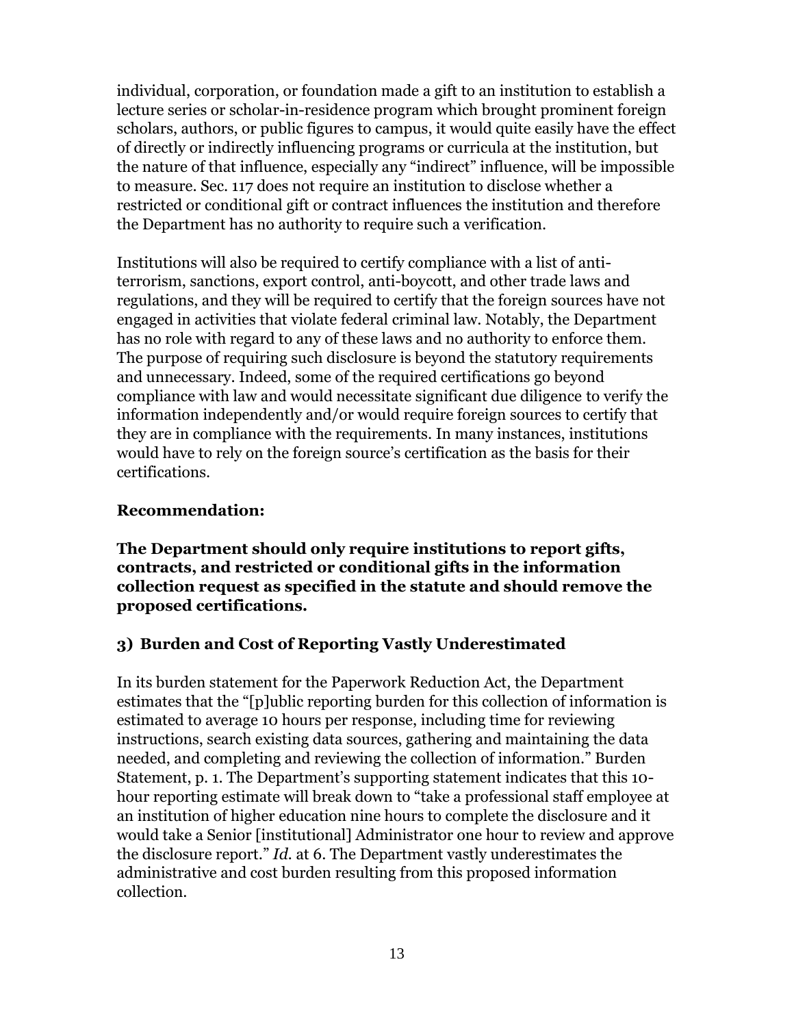individual, corporation, or foundation made a gift to an institution to establish a lecture series or scholar-in-residence program which brought prominent foreign scholars, authors, or public figures to campus, it would quite easily have the effect of directly or indirectly influencing programs or curricula at the institution, but the nature of that influence, especially any "indirect" influence, will be impossible to measure. Sec. 117 does not require an institution to disclose whether a restricted or conditional gift or contract influences the institution and therefore the Department has no authority to require such a verification.

Institutions will also be required to certify compliance with a list of anti-terrorism, sanctions, export control, anti-boycott, and other trade laws and regulations, and they will be required to certify that the foreign sources have not engaged in activities that violate federal criminal law. Notably, the Department has no role with regard to any of these laws and no authority to enforce them. The purpose of requiring such disclosure is beyond the statutory requirements and unnecessary. Indeed, some of the required certifications go beyond compliance with law and would necessitate significant due diligence to verify the information independently and/or would require foreign sources to certify that they are in compliance with the requirements. In many instances, institutions would have to rely on the foreign source's certification as the basis for their certifications.

**Recommendation:**

**The Department should only require institutions to report gifts, contracts, and restricted or conditional gifts in the information collection request as specified in the statute and should remove the proposed certifications.**

### 3) Burden and Cost of Reporting Vastly Underestimated

In its burden statement for the Paperwork Reduction Act, the Department estimates that the "[p]ublic reporting burden for this collection of information is estimated to average 10 hours per response, including time for reviewing instructions, search existing data sources, gathering and maintaining the data needed, and completing and reviewing the collection of information." Burden Statement, p. 1. The Department's supporting statement indicates that this 10-hour reporting estimate will break down to "take a professional staff employee at an institution of higher education nine hours to complete the disclosure and it would take a Senior [institutional] Administrator one hour to review and approve the disclosure report." *Id.* at 6. The Department vastly underestimates the administrative and cost burden resulting from this proposed information collection.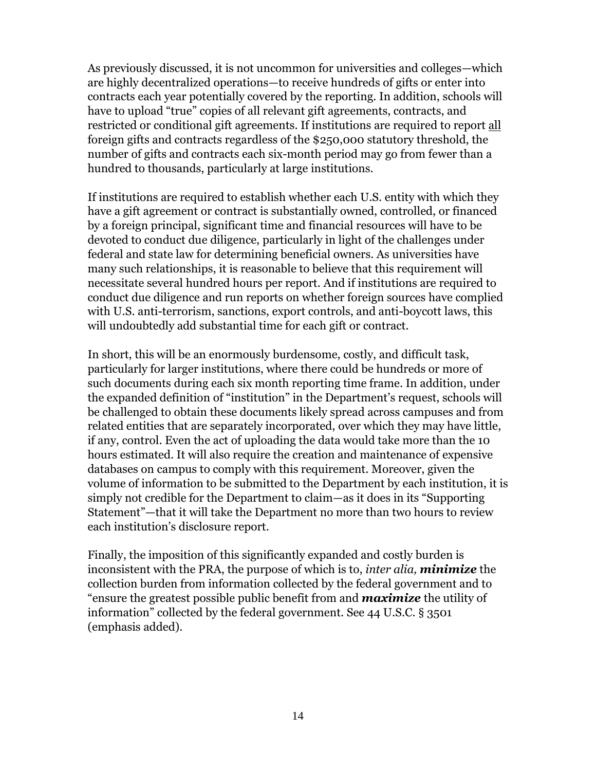As previously discussed, it is not uncommon for universities and colleges—which are highly decentralized operations—to receive hundreds of gifts or enter into contracts each year potentially covered by the reporting. In addition, schools will have to upload "true" copies of all relevant gift agreements, contracts, and restricted or conditional gift agreements. If institutions are required to report <u>all</u> foreign gifts and contracts regardless of the $250,000 statutory threshold, the number of gifts and contracts each six-month period may go from fewer than a hundred to thousands, particularly at large institutions.

If institutions are required to establish whether each U.S. entity with which they have a gift agreement or contract is substantially owned, controlled, or financed by a foreign principal, significant time and financial resources will have to be devoted to conduct due diligence, particularly in light of the challenges under federal and state law for determining beneficial owners. As universities have many such relationships, it is reasonable to believe that this requirement will necessitate several hundred hours per report. And if institutions are required to conduct due diligence and run reports on whether foreign sources have complied with U.S. anti-terrorism, sanctions, export controls, and anti-boycott laws, this will undoubtedly add substantial time for each gift or contract.

In short, this will be an enormously burdensome, costly, and difficult task, particularly for larger institutions, where there could be hundreds or more of such documents during each six month reporting time frame. In addition, under the expanded definition of "institution" in the Department's request, schools will be challenged to obtain these documents likely spread across campuses and from related entities that are separately incorporated, over which they may have little, if any, control. Even the act of uploading the data would take more than the 10 hours estimated. It will also require the creation and maintenance of expensive databases on campus to comply with this requirement. Moreover, given the volume of information to be submitted to the Department by each institution, it is simply not credible for the Department to claim—as it does in its "Supporting Statement"—that it will take the Department no more than two hours to review each institution's disclosure report.

Finally, the imposition of this significantly expanded and costly burden is inconsistent with the PRA, the purpose of which is to, *inter alia,* ***minimize*** the collection burden from information collected by the federal government and to "ensure the greatest possible public benefit from and ***maximize*** the utility of information" collected by the federal government. See 44 U.S.C. § 3501 (emphasis added).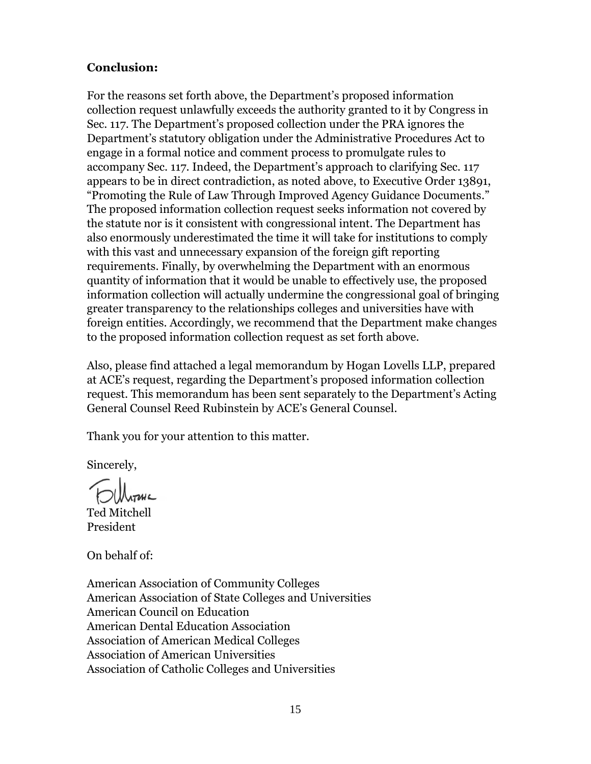**Conclusion:**

For the reasons set forth above, the Department's proposed information collection request unlawfully exceeds the authority granted to it by Congress in Sec. 117. The Department's proposed collection under the PRA ignores the Department's statutory obligation under the Administrative Procedures Act to engage in a formal notice and comment process to promulgate rules to accompany Sec. 117. Indeed, the Department's approach to clarifying Sec. 117 appears to be in direct contradiction, as noted above, to Executive Order 13891, "Promoting the Rule of Law Through Improved Agency Guidance Documents." The proposed information collection request seeks information not covered by the statute nor is it consistent with congressional intent. The Department has also enormously underestimated the time it will take for institutions to comply with this vast and unnecessary expansion of the foreign gift reporting requirements. Finally, by overwhelming the Department with an enormous quantity of information that it would be unable to effectively use, the proposed information collection will actually undermine the congressional goal of bringing greater transparency to the relationships colleges and universities have with foreign entities. Accordingly, we recommend that the Department make changes to the proposed information collection request as set forth above.

Also, please find attached a legal memorandum by Hogan Lovells LLP, prepared at ACE's request, regarding the Department's proposed information collection request. This memorandum has been sent separately to the Department's Acting General Counsel Reed Rubinstein by ACE's General Counsel.

Thank you for your attention to this matter.

Sincerely,

Ted Mitchell
President

On behalf of:

American Association of Community Colleges
American Association of State Colleges and Universities
American Council on Education
American Dental Education Association
Association of American Medical Colleges
Association of American Universities
Association of Catholic Colleges and Universities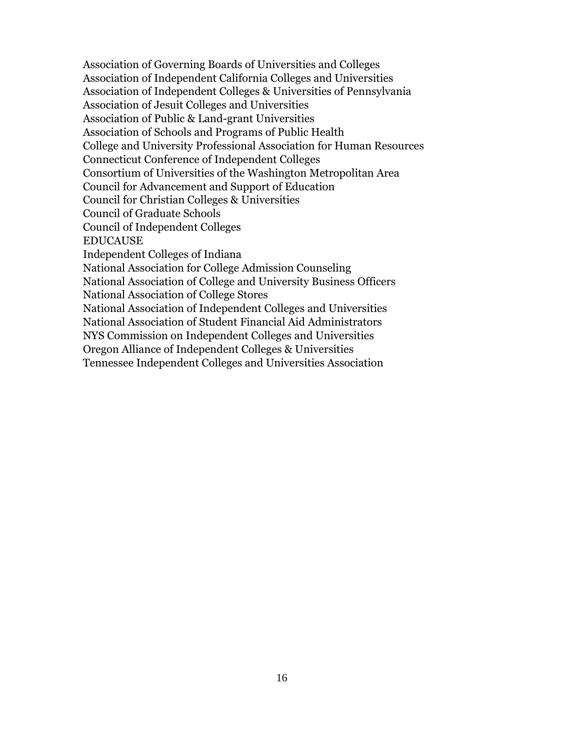Association of Governing Boards of Universities and Colleges
Association of Independent California Colleges and Universities
Association of Independent Colleges & Universities of Pennsylvania
Association of Jesuit Colleges and Universities
Association of Public & Land-grant Universities
Association of Schools and Programs of Public Health
College and University Professional Association for Human Resources
Connecticut Conference of Independent Colleges
Consortium of Universities of the Washington Metropolitan Area
Council for Advancement and Support of Education
Council for Christian Colleges & Universities
Council of Graduate Schools
Council of Independent Colleges
EDUCAUSE
Independent Colleges of Indiana
National Association for College Admission Counseling
National Association of College and University Business Officers
National Association of College Stores
National Association of Independent Colleges and Universities
National Association of Student Financial Aid Administrators
NYS Commission on Independent Colleges and Universities
Oregon Alliance of Independent Colleges & Universities
Tennessee Independent Colleges and Universities Association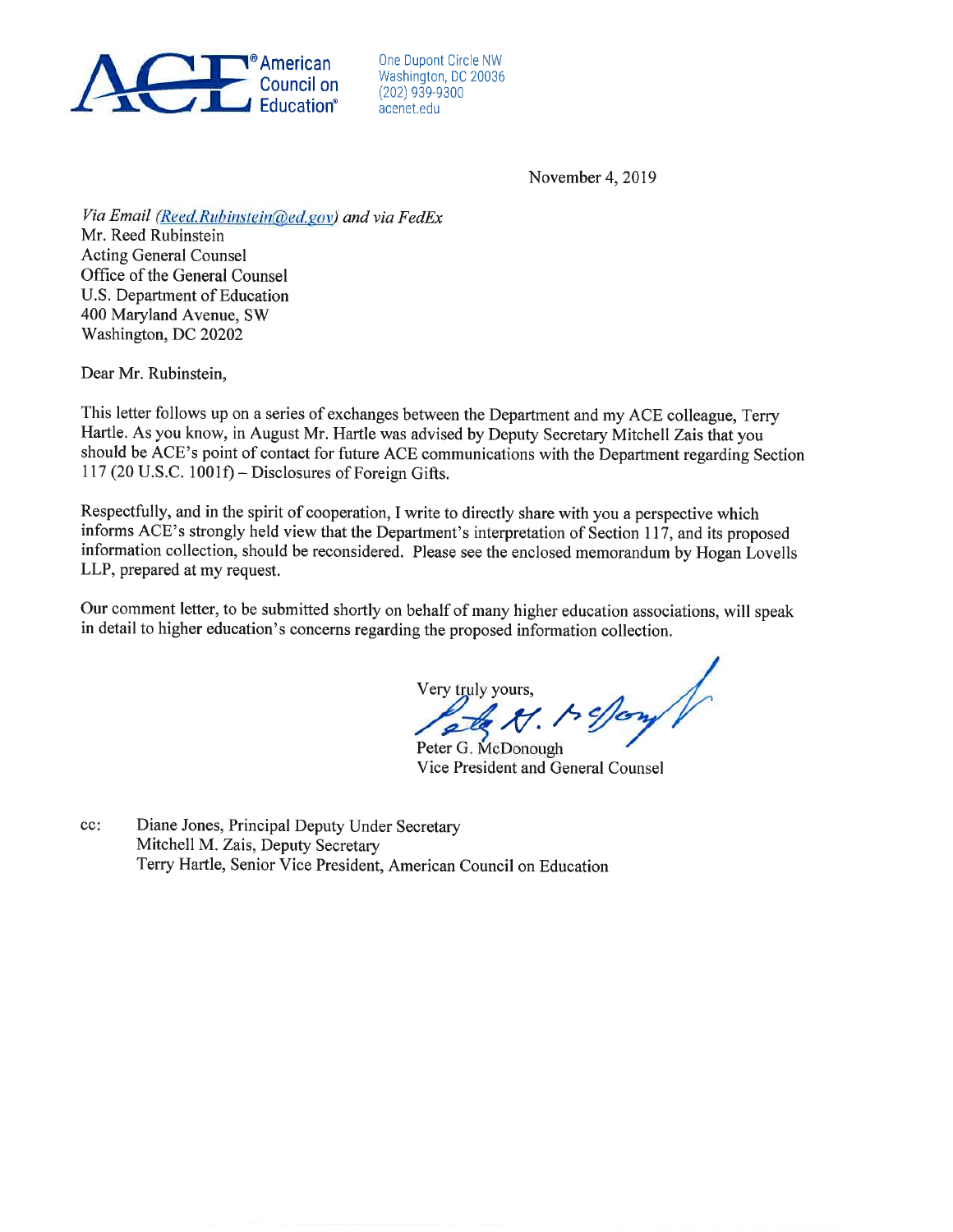**ACE** ® American Council on Education®

One Dupont Circle NW
Washington, DC 20036
(202) 939-9300
acenet.edu

November 4, 2019

*Via Email (Reed.Rubinstein@ed.gov) and via FedEx*
Mr. Reed Rubinstein
Acting General Counsel
Office of the General Counsel
U.S. Department of Education
400 Maryland Avenue, SW
Washington, DC 20202

Dear Mr. Rubinstein,

This letter follows up on a series of exchanges between the Department and my ACE colleague, Terry Hartle. As you know, in August Mr. Hartle was advised by Deputy Secretary Mitchell Zais that you should be ACE's point of contact for future ACE communications with the Department regarding Section 117 (20 U.S.C. 1001f) – Disclosures of Foreign Gifts.

Respectfully, and in the spirit of cooperation, I write to directly share with you a perspective which informs ACE's strongly held view that the Department's interpretation of Section 117, and its proposed information collection, should be reconsidered. Please see the enclosed memorandum by Hogan Lovells LLP, prepared at my request.

Our comment letter, to be submitted shortly on behalf of many higher education associations, will speak in detail to higher education's concerns regarding the proposed information collection.

Very truly yours,

Peter G. McDonough
Vice President and General Counsel

cc: Diane Jones, Principal Deputy Under Secretary
Mitchell M. Zais, Deputy Secretary
Terry Hartle, Senior Vice President, American Council on Education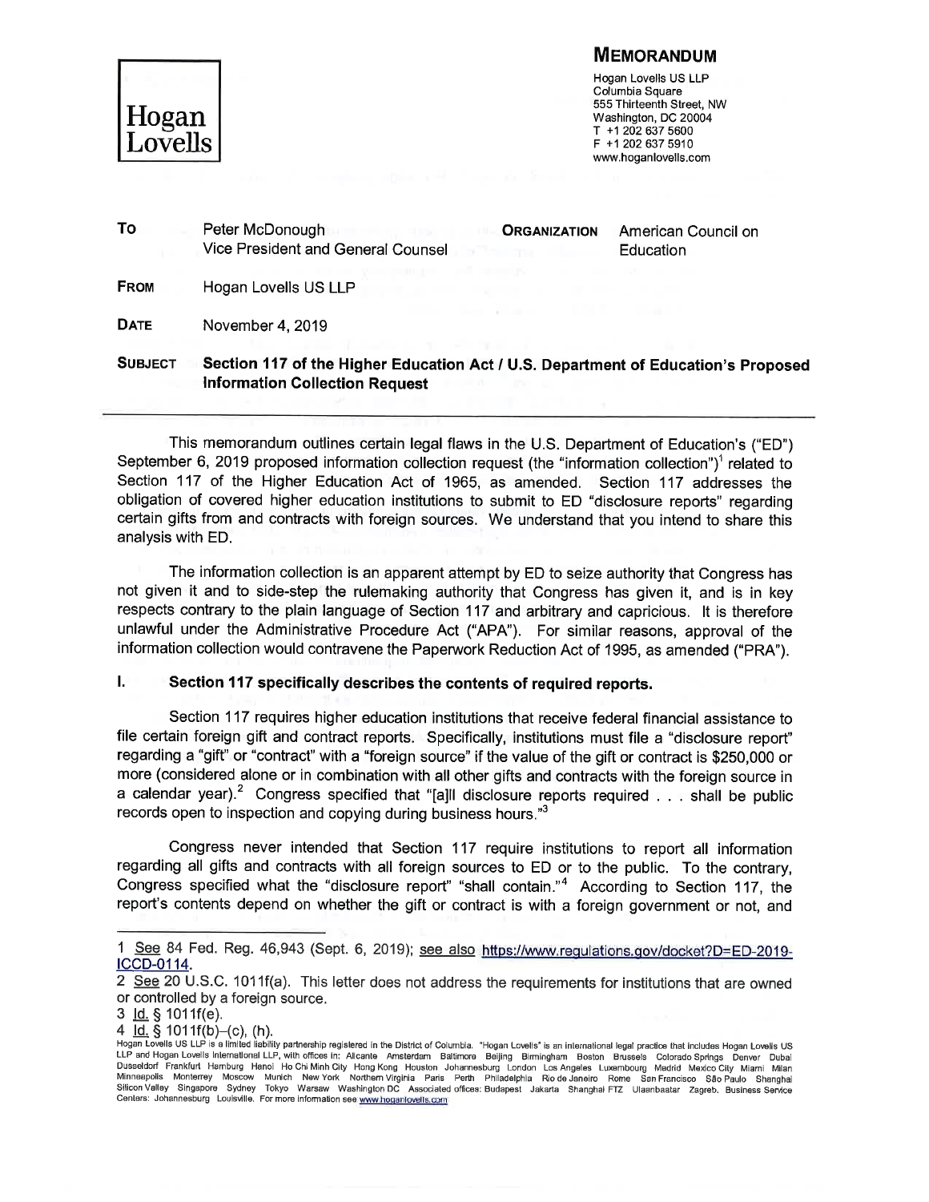Hogan Lovells

# MEMORANDUM

Hogan Lovells US LLP
Columbia Square
555 Thirteenth Street, NW
Washington, DC 20004
T +1 202 637 5600
F +1 202 637 5910
www.hoganlovells.com

| | | | |
|---|---|---|---|
| **TO** | Peter McDonough<br>Vice President and General Counsel | **ORGANIZATION** | American Council on Education |
| **FROM** | Hogan Lovells US LLP | | |
| **DATE** | November 4, 2019 | | |
| **SUBJECT** | **Section 117 of the Higher Education Act / U.S. Department of Education's Proposed Information Collection Request** | | |

This memorandum outlines certain legal flaws in the U.S. Department of Education's ("ED") September 6, 2019 proposed information collection request (the "information collection")[1] related to Section 117 of the Higher Education Act of 1965, as amended. Section 117 addresses the obligation of covered higher education institutions to submit to ED "disclosure reports" regarding certain gifts from and contracts with foreign sources. We understand that you intend to share this analysis with ED.

The information collection is an apparent attempt by ED to seize authority that Congress has not given it and to side-step the rulemaking authority that Congress has given it, and is in key respects contrary to the plain language of Section 117 and arbitrary and capricious. It is therefore unlawful under the Administrative Procedure Act ("APA"). For similar reasons, approval of the information collection would contravene the Paperwork Reduction Act of 1995, as amended ("PRA").

## I. Section 117 specifically describes the contents of required reports.

Section 117 requires higher education institutions that receive federal financial assistance to file certain foreign gift and contract reports. Specifically, institutions must file a "disclosure report" regarding a "gift" or "contract" with a "foreign source" if the value of the gift or contract is $250,000 or more (considered alone or in combination with all other gifts and contracts with the foreign source in a calendar year).[2] Congress specified that "[a]ll disclosure reports required . . . shall be public records open to inspection and copying during business hours."[3]

Congress never intended that Section 117 require institutions to report all information regarding all gifts and contracts with all foreign sources to ED or to the public. To the contrary, Congress specified what the "disclosure report" "shall contain."[4] According to Section 117, the report's contents depend on whether the gift or contract is with a foreign government or not, and

---

1 See 84 Fed. Reg. 46,943 (Sept. 6, 2019); see also https://www.regulations.gov/docket?D=ED-2019-ICCD-0114.

2 See 20 U.S.C. 1011f(a). This letter does not address the requirements for institutions that are owned or controlled by a foreign source.

3 Id. § 1011f(e).

4 Id. § 1011f(b)–(c), (h).

Hogan Lovells US LLP is a limited liability partnership registered in the District of Columbia. "Hogan Lovells" is an international legal practice that includes Hogan Lovells US LLP and Hogan Lovells International LLP, with offices in: Alicante Amsterdam Baltimore Beijing Birmingham Boston Brussels Colorado Springs Denver Dubai Dusseldorf Frankfurt Hamburg Hanoi Ho Chi Minh City Hong Kong Houston Johannesburg London Los Angeles Luxembourg Madrid Mexico City Miami Milan Minneapolis Monterrey Moscow Munich New York Northern Virginia Paris Perth Philadelphia Rio de Janeiro Rome San Francisco São Paulo Shanghai Silicon Valley Singapore Sydney Tokyo Warsaw Washington DC Associated offices: Budapest Jakarta Shanghai FTZ Ulaanbaatar Zagreb. Business Service Centers: Johannesburg Louisville. For more information see www.hoganlovells.com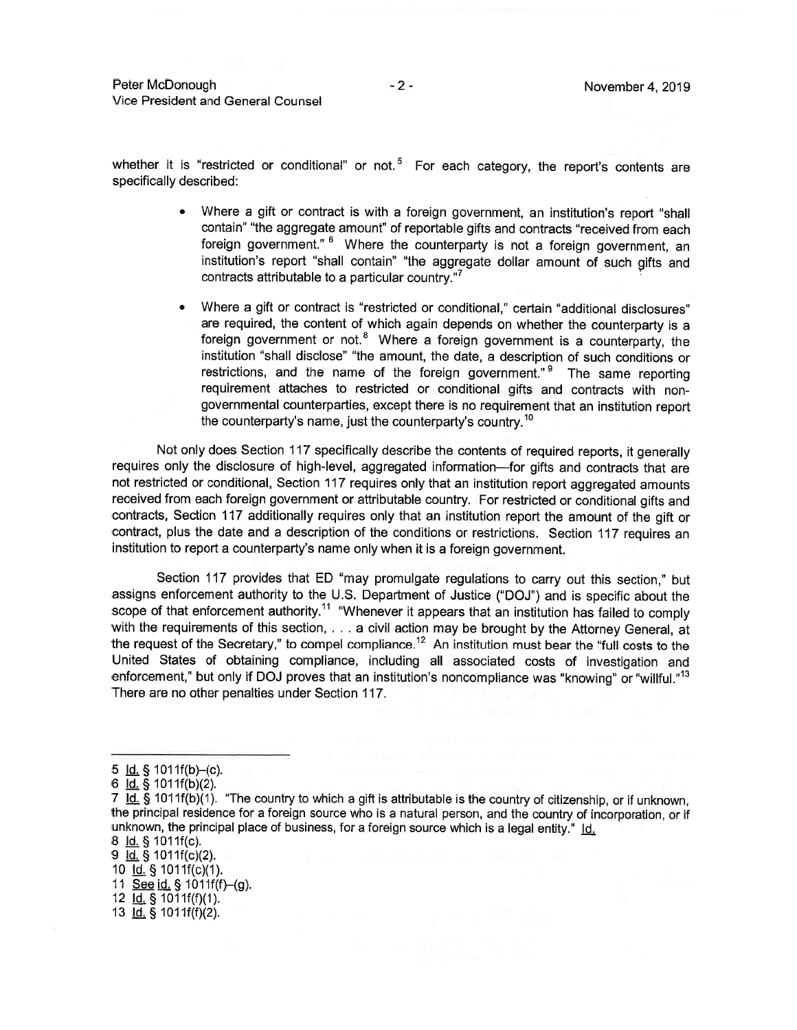whether it is "restricted or conditional" or not.[5] For each category, the report's contents are specifically described:

- Where a gift or contract is with a foreign government, an institution's report "shall contain" "the aggregate amount" of reportable gifts and contracts "received from each foreign government."[6] Where the counterparty is not a foreign government, an institution's report "shall contain" "the aggregate dollar amount of such gifts and contracts attributable to a particular country."[7]

- Where a gift or contract is "restricted or conditional," certain "additional disclosures" are required, the content of which again depends on whether the counterparty is a foreign government or not.[8] Where a foreign government is a counterparty, the institution "shall disclose" "the amount, the date, a description of such conditions or restrictions, and the name of the foreign government."[9] The same reporting requirement attaches to restricted or conditional gifts and contracts with non-governmental counterparties, except there is no requirement that an institution report the counterparty's name, just the counterparty's country.[10]

Not only does Section 117 specifically describe the contents of required reports, it generally requires only the disclosure of high-level, aggregated information—for gifts and contracts that are not restricted or conditional, Section 117 requires only that an institution report aggregated amounts received from each foreign government or attributable country. For restricted or conditional gifts and contracts, Section 117 additionally requires only that an institution report the amount of the gift or contract, plus the date and a description of the conditions or restrictions. Section 117 requires an institution to report a counterparty's name only when it is a foreign government.

Section 117 provides that ED "may promulgate regulations to carry out this section," but assigns enforcement authority to the U.S. Department of Justice ("DOJ") and is specific about the scope of that enforcement authority.[11] "Whenever it appears that an institution has failed to comply with the requirements of this section, . . . a civil action may be brought by the Attorney General, at the request of the Secretary," to compel compliance.[12] An institution must bear the "full costs to the United States of obtaining compliance, including all associated costs of investigation and enforcement," but only if DOJ proves that an institution's noncompliance was "knowing" or "willful."[13] There are no other penalties under Section 117.

---

5 Id. § 1011f(b)–(c).

6 Id. § 1011f(b)(2).

7 Id. § 1011f(b)(1). "The country to which a gift is attributable is the country of citizenship, or if unknown, the principal residence for a foreign source who is a natural person, and the country of incorporation, or if unknown, the principal place of business, for a foreign source which is a legal entity." Id.

8 Id. § 1011f(c).

9 Id. § 1011f(c)(2).

10 Id. § 1011f(c)(1).

11 See id. § 1011f(f)–(g).

12 Id. § 1011f(f)(1).

13 Id. § 1011f(f)(2).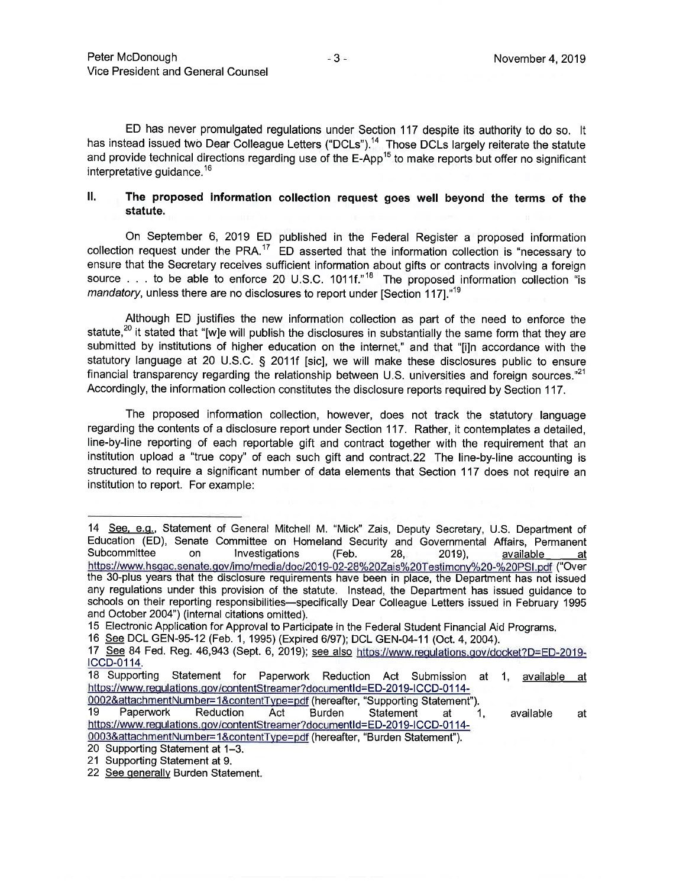ED has never promulgated regulations under Section 117 despite its authority to do so. It has instead issued two Dear Colleague Letters ("DCLs").[14] Those DCLs largely reiterate the statute and provide technical directions regarding use of the E-App[15] to make reports but offer no significant interpretative guidance.[16]

## II. The proposed information collection request goes well beyond the terms of the statute.

On September 6, 2019 ED published in the Federal Register a proposed information collection request under the PRA.[17] ED asserted that the information collection is "necessary to ensure that the Secretary receives sufficient information about gifts or contracts involving a foreign source . . . to be able to enforce 20 U.S.C. 1011f."[18] The proposed information collection "is *mandatory*, unless there are no disclosures to report under [Section 117]."[19]

Although ED justifies the new information collection as part of the need to enforce the statute,[20] it stated that "[w]e will publish the disclosures in substantially the same form that they are submitted by institutions of higher education on the internet," and that "[i]n accordance with the statutory language at 20 U.S.C. § 2011f [sic], we will make these disclosures public to ensure financial transparency regarding the relationship between U.S. universities and foreign sources."[21] Accordingly, the information collection constitutes the disclosure reports required by Section 117.

The proposed information collection, however, does not track the statutory language regarding the contents of a disclosure report under Section 117. Rather, it contemplates a detailed, line-by-line reporting of each reportable gift and contract together with the requirement that an institution upload a "true copy" of each such gift and contract.22 The line-by-line accounting is structured to require a significant number of data elements that Section 117 does not require an institution to report. For example:

---

14 See, e.g., Statement of General Mitchell M. "Mick" Zais, Deputy Secretary, U.S. Department of Education (ED), Senate Committee on Homeland Security and Governmental Affairs, Permanent Subcommittee on Investigations (Feb. 28, 2019), available at https://www.hsgac.senate.gov/imo/media/doc/2019-02-28%20Zais%20Testimony%20-%20PSI.pdf ("Over the 30-plus years that the disclosure requirements have been in place, the Department has not issued any regulations under this provision of the statute. Instead, the Department has issued guidance to schools on their reporting responsibilities—specifically Dear Colleague Letters issued in February 1995 and October 2004") (internal citations omitted).

15 Electronic Application for Approval to Participate in the Federal Student Financial Aid Programs.

16 See DCL GEN-95-12 (Feb. 1, 1995) (Expired 6/97); DCL GEN-04-11 (Oct. 4, 2004).

17 See 84 Fed. Reg. 46,943 (Sept. 6, 2019); see also https://www.regulations.gov/docket?D=ED-2019-ICCD-0114.

18 Supporting Statement for Paperwork Reduction Act Submission at 1, available at https://www.regulations.gov/contentStreamer?documentId=ED-2019-ICCD-0114-0002&attachmentNumber=1&contentType=pdf (hereafter, "Supporting Statement").

19 Paperwork Reduction Act Burden Statement at 1, available at https://www.regulations.gov/contentStreamer?documentId=ED-2019-ICCD-0114-0003&attachmentNumber=1&contentType=pdf (hereafter, "Burden Statement").

20 Supporting Statement at 1–3.

21 Supporting Statement at 9.

22 See generally Burden Statement.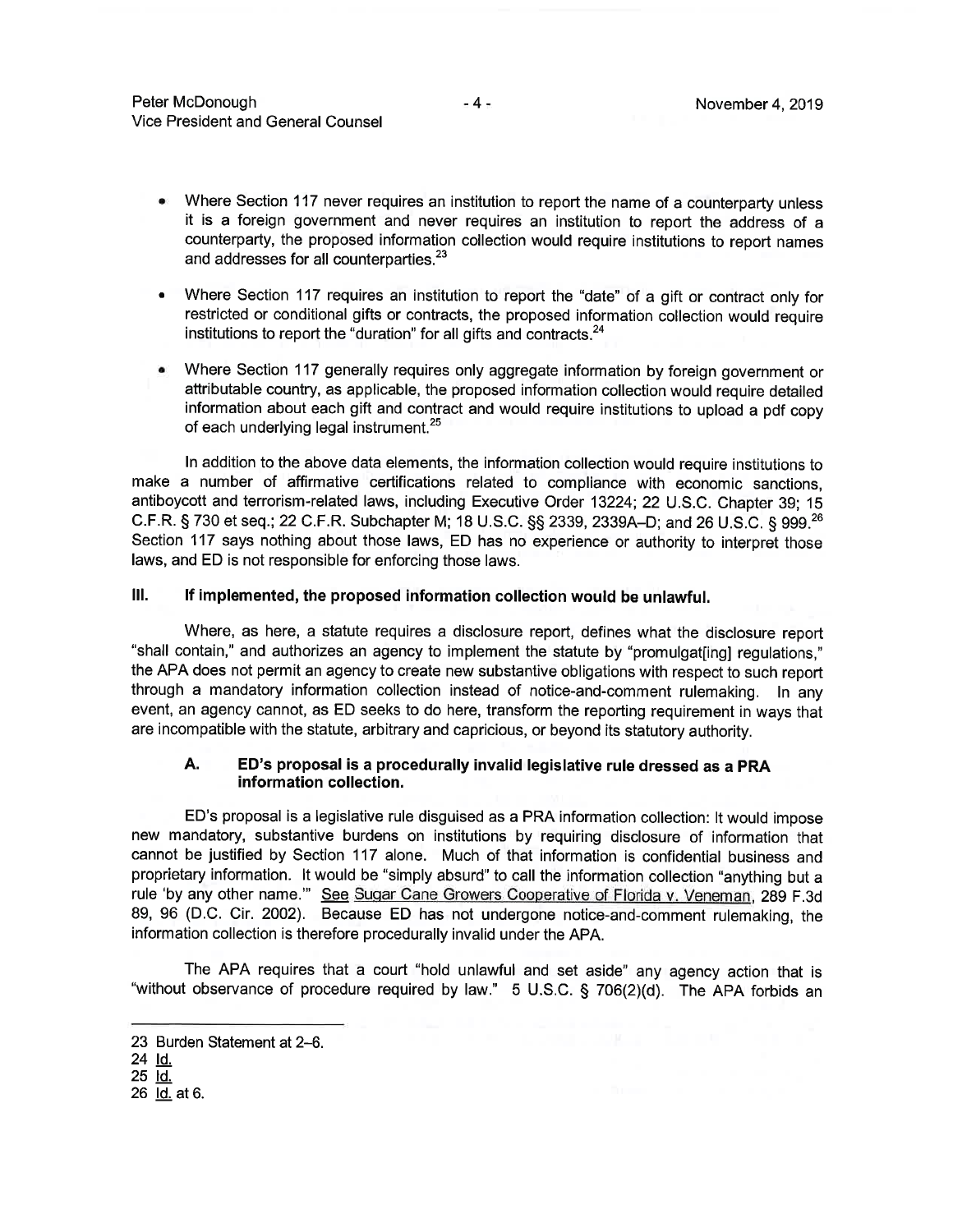- Where Section 117 never requires an institution to report the name of a counterparty unless it is a foreign government and never requires an institution to report the address of a counterparty, the proposed information collection would require institutions to report names and addresses for all counterparties.[23]

- Where Section 117 requires an institution to report the "date" of a gift or contract only for restricted or conditional gifts or contracts, the proposed information collection would require institutions to report the "duration" for all gifts and contracts.[24]

- Where Section 117 generally requires only aggregate information by foreign government or attributable country, as applicable, the proposed information collection would require detailed information about each gift and contract and would require institutions to upload a pdf copy of each underlying legal instrument.[25]

In addition to the above data elements, the information collection would require institutions to make a number of affirmative certifications related to compliance with economic sanctions, antiboycott and terrorism-related laws, including Executive Order 13224; 22 U.S.C. Chapter 39; 15 C.F.R. § 730 et seq.; 22 C.F.R. Subchapter M; 18 U.S.C. §§ 2339, 2339A–D; and 26 U.S.C. § 999.[26] Section 117 says nothing about those laws, ED has no experience or authority to interpret those laws, and ED is not responsible for enforcing those laws.

## III. If implemented, the proposed information collection would be unlawful.

Where, as here, a statute requires a disclosure report, defines what the disclosure report "shall contain," and authorizes an agency to implement the statute by "promulgat[ing] regulations," the APA does not permit an agency to create new substantive obligations with respect to such report through a mandatory information collection instead of notice-and-comment rulemaking. In any event, an agency cannot, as ED seeks to do here, transform the reporting requirement in ways that are incompatible with the statute, arbitrary and capricious, or beyond its statutory authority.

### A. ED's proposal is a procedurally invalid legislative rule dressed as a PRA information collection.

ED's proposal is a legislative rule disguised as a PRA information collection: It would impose new mandatory, substantive burdens on institutions by requiring disclosure of information that cannot be justified by Section 117 alone. Much of that information is confidential business and proprietary information. It would be "simply absurd" to call the information collection "anything but a rule 'by any other name.'" See Sugar Cane Growers Cooperative of Florida v. Veneman, 289 F.3d 89, 96 (D.C. Cir. 2002). Because ED has not undergone notice-and-comment rulemaking, the information collection is therefore procedurally invalid under the APA.

The APA requires that a court "hold unlawful and set aside" any agency action that is "without observance of procedure required by law." 5 U.S.C. § 706(2)(d). The APA forbids an

---

23 Burden Statement at 2–6.

24 Id.

25 Id.

26 Id. at 6.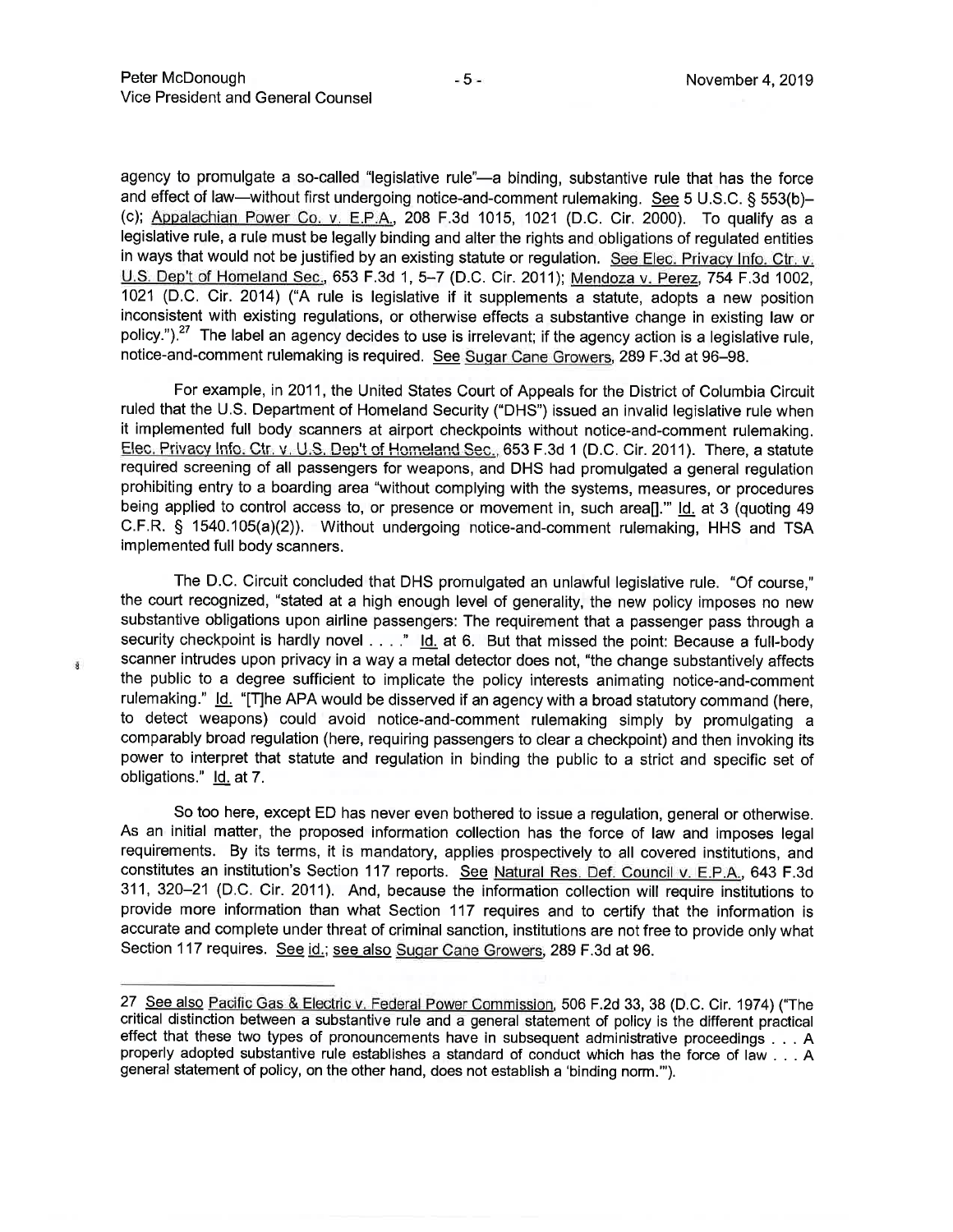agency to promulgate a so-called "legislative rule"—a binding, substantive rule that has the force and effect of law—without first undergoing notice-and-comment rulemaking. See 5 U.S.C. § 553(b)–(c); Appalachian Power Co. v. E.P.A., 208 F.3d 1015, 1021 (D.C. Cir. 2000). To qualify as a legislative rule, a rule must be legally binding and alter the rights and obligations of regulated entities in ways that would not be justified by an existing statute or regulation. See Elec. Privacy Info. Ctr. v. U.S. Dep't of Homeland Sec., 653 F.3d 1, 5–7 (D.C. Cir. 2011); Mendoza v. Perez, 754 F.3d 1002, 1021 (D.C. Cir. 2014) ("A rule is legislative if it supplements a statute, adopts a new position inconsistent with existing regulations, or otherwise effects a substantive change in existing law or policy.").[27] The label an agency decides to use is irrelevant; if the agency action is a legislative rule, notice-and-comment rulemaking is required. See Sugar Cane Growers, 289 F.3d at 96–98.

For example, in 2011, the United States Court of Appeals for the District of Columbia Circuit ruled that the U.S. Department of Homeland Security ("DHS") issued an invalid legislative rule when it implemented full body scanners at airport checkpoints without notice-and-comment rulemaking. Elec. Privacy Info. Ctr. v. U.S. Dep't of Homeland Sec., 653 F.3d 1 (D.C. Cir. 2011). There, a statute required screening of all passengers for weapons, and DHS had promulgated a general regulation prohibiting entry to a boarding area "without complying with the systems, measures, or procedures being applied to control access to, or presence or movement in, such area[]." Id. at 3 (quoting 49 C.F.R. § 1540.105(a)(2)). Without undergoing notice-and-comment rulemaking, HHS and TSA implemented full body scanners.

The D.C. Circuit concluded that DHS promulgated an unlawful legislative rule. "Of course," the court recognized, "stated at a high enough level of generality, the new policy imposes no new substantive obligations upon airline passengers: The requirement that a passenger pass through a security checkpoint is hardly novel . . . ." Id. at 6. But that missed the point: Because a full-body scanner intrudes upon privacy in a way a metal detector does not, "the change substantively affects the public to a degree sufficient to implicate the policy interests animating notice-and-comment rulemaking." Id. "[T]he APA would be disserved if an agency with a broad statutory command (here, to detect weapons) could avoid notice-and-comment rulemaking simply by promulgating a comparably broad regulation (here, requiring passengers to clear a checkpoint) and then invoking its power to interpret that statute and regulation in binding the public to a strict and specific set of obligations." Id. at 7.

So too here, except ED has never even bothered to issue a regulation, general or otherwise. As an initial matter, the proposed information collection has the force of law and imposes legal requirements. By its terms, it is mandatory, applies prospectively to all covered institutions, and constitutes an institution's Section 117 reports. See Natural Res. Def. Council v. E.P.A., 643 F.3d 311, 320–21 (D.C. Cir. 2011). And, because the information collection will require institutions to provide more information than what Section 117 requires and to certify that the information is accurate and complete under threat of criminal sanction, institutions are not free to provide only what Section 117 requires. See id.; see also Sugar Cane Growers, 289 F.3d at 96.

---

27 See also Pacific Gas & Electric v. Federal Power Commission, 506 F.2d 33, 38 (D.C. Cir. 1974) ("The critical distinction between a substantive rule and a general statement of policy is the different practical effect that these two types of pronouncements have in subsequent administrative proceedings . . . A properly adopted substantive rule establishes a standard of conduct which has the force of law . . . A general statement of policy, on the other hand, does not establish a 'binding norm.'").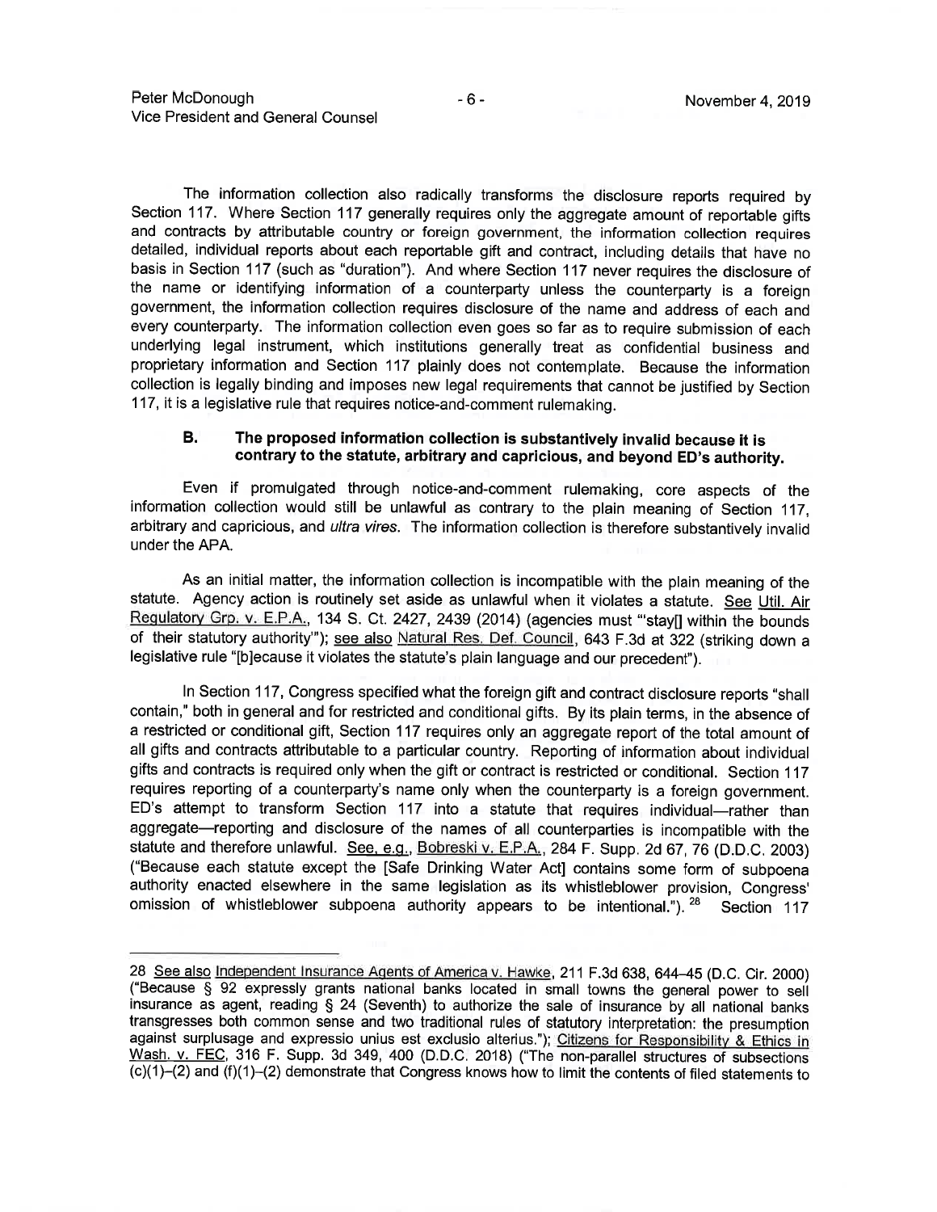The information collection also radically transforms the disclosure reports required by Section 117. Where Section 117 generally requires only the aggregate amount of reportable gifts and contracts by attributable country or foreign government, the information collection requires detailed, individual reports about each reportable gift and contract, including details that have no basis in Section 117 (such as "duration"). And where Section 117 never requires the disclosure of the name or identifying information of a counterparty unless the counterparty is a foreign government, the information collection requires disclosure of the name and address of each and every counterparty. The information collection even goes so far as to require submission of each underlying legal instrument, which institutions generally treat as confidential business and proprietary information and Section 117 plainly does not contemplate. Because the information collection is legally binding and imposes new legal requirements that cannot be justified by Section 117, it is a legislative rule that requires notice-and-comment rulemaking.

### B. The proposed information collection is substantively invalid because it is contrary to the statute, arbitrary and capricious, and beyond ED's authority.

Even if promulgated through notice-and-comment rulemaking, core aspects of the information collection would still be unlawful as contrary to the plain meaning of Section 117, arbitrary and capricious, and *ultra vires*. The information collection is therefore substantively invalid under the APA.

As an initial matter, the information collection is incompatible with the plain meaning of the statute. Agency action is routinely set aside as unlawful when it violates a statute. See Util. Air Regulatory Grp. v. E.P.A., 134 S. Ct. 2427, 2439 (2014) (agencies must "'stay[] within the bounds of their statutory authority'"); see also Natural Res. Def. Council, 643 F.3d at 322 (striking down a legislative rule "[b]ecause it violates the statute's plain language and our precedent").

In Section 117, Congress specified what the foreign gift and contract disclosure reports "shall contain," both in general and for restricted and conditional gifts. By its plain terms, in the absence of a restricted or conditional gift, Section 117 requires only an aggregate report of the total amount of all gifts and contracts attributable to a particular country. Reporting of information about individual gifts and contracts is required only when the gift or contract is restricted or conditional. Section 117 requires reporting of a counterparty's name only when the counterparty is a foreign government. ED's attempt to transform Section 117 into a statute that requires individual—rather than aggregate—reporting and disclosure of the names of all counterparties is incompatible with the statute and therefore unlawful. See, e.g., Bobreski v. E.P.A., 284 F. Supp. 2d 67, 76 (D.D.C. 2003) ("Because each statute except the [Safe Drinking Water Act] contains some form of subpoena authority enacted elsewhere in the same legislation as its whistleblower provision, Congress' omission of whistleblower subpoena authority appears to be intentional.").[28] Section 117

---

28 See also Independent Insurance Agents of America v. Hawke, 211 F.3d 638, 644–45 (D.C. Cir. 2000) ("Because § 92 expressly grants national banks located in small towns the general power to sell insurance as agent, reading § 24 (Seventh) to authorize the sale of insurance by all national banks transgresses both common sense and two traditional rules of statutory interpretation: the presumption against surplusage and expressio unius est exclusio alterius."); Citizens for Responsibility & Ethics in Wash. v. FEC, 316 F. Supp. 3d 349, 400 (D.D.C. 2018) ("The non-parallel structures of subsections (c)(1)–(2) and (f)(1)–(2) demonstrate that Congress knows how to limit the contents of filed statements to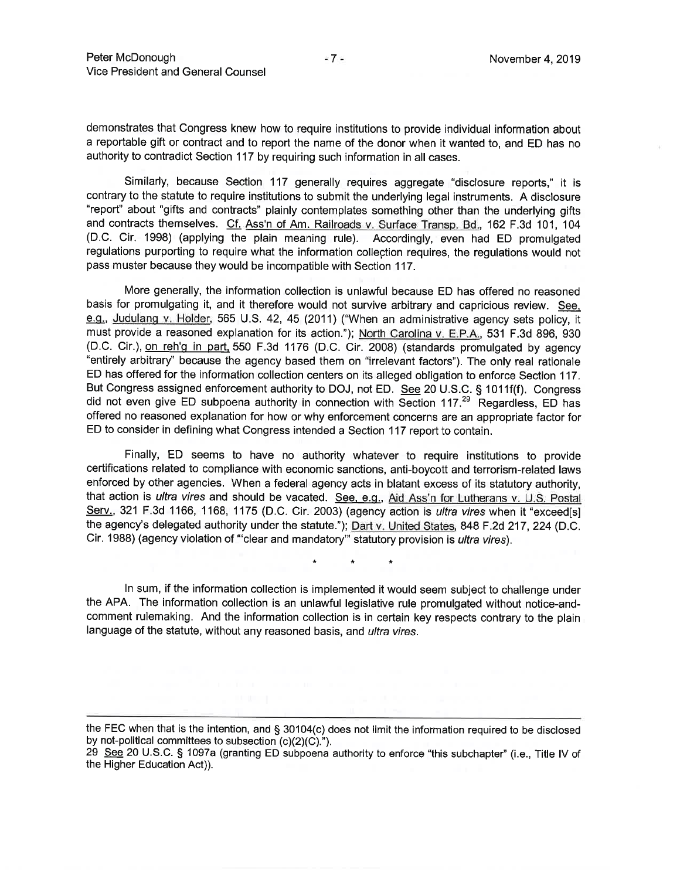demonstrates that Congress knew how to require institutions to provide individual information about a reportable gift or contract and to report the name of the donor when it wanted to, and ED has no authority to contradict Section 117 by requiring such information in all cases.

Similarly, because Section 117 generally requires aggregate "disclosure reports," it is contrary to the statute to require institutions to submit the underlying legal instruments. A disclosure "report" about "gifts and contracts" plainly contemplates something other than the underlying gifts and contracts themselves. Cf. Ass'n of Am. Railroads v. Surface Transp. Bd., 162 F.3d 101, 104 (D.C. Cir. 1998) (applying the plain meaning rule). Accordingly, even had ED promulgated regulations purporting to require what the information collection requires, the regulations would not pass muster because they would be incompatible with Section 117.

More generally, the information collection is unlawful because ED has offered no reasoned basis for promulgating it, and it therefore would not survive arbitrary and capricious review. See, e.g., Judulang v. Holder, 565 U.S. 42, 45 (2011) ("When an administrative agency sets policy, it must provide a reasoned explanation for its action."); North Carolina v. E.P.A., 531 F.3d 896, 930 (D.C. Cir.), on reh'g in part, 550 F.3d 1176 (D.C. Cir. 2008) (standards promulgated by agency "entirely arbitrary" because the agency based them on "irrelevant factors"). The only real rationale ED has offered for the information collection centers on its alleged obligation to enforce Section 117. But Congress assigned enforcement authority to DOJ, not ED. See 20 U.S.C. § 1011f(f). Congress did not even give ED subpoena authority in connection with Section 117.[29] Regardless, ED has offered no reasoned explanation for how or why enforcement concerns are an appropriate factor for ED to consider in defining what Congress intended a Section 117 report to contain.

Finally, ED seems to have no authority whatever to require institutions to provide certifications related to compliance with economic sanctions, anti-boycott and terrorism-related laws enforced by other agencies. When a federal agency acts in blatant excess of its statutory authority, that action is *ultra vires* and should be vacated. See, e.g., Aid Ass'n for Lutherans v. U.S. Postal Serv., 321 F.3d 1166, 1168, 1175 (D.C. Cir. 2003) (agency action is *ultra vires* when it "exceed[s] the agency's delegated authority under the statute."); Dart v. United States, 848 F.2d 217, 224 (D.C. Cir. 1988) (agency violation of "'clear and mandatory'" statutory provision is *ultra vires*).

\* \* \*

In sum, if the information collection is implemented it would seem subject to challenge under the APA. The information collection is an unlawful legislative rule promulgated without notice-and-comment rulemaking. And the information collection is in certain key respects contrary to the plain language of the statute, without any reasoned basis, and *ultra vires*.

---

the FEC when that is the intention, and § 30104(c) does not limit the information required to be disclosed by not-political committees to subsection (c)(2)(C).").

29 See 20 U.S.C. § 1097a (granting ED subpoena authority to enforce "this subchapter" (i.e., Title IV of the Higher Education Act)).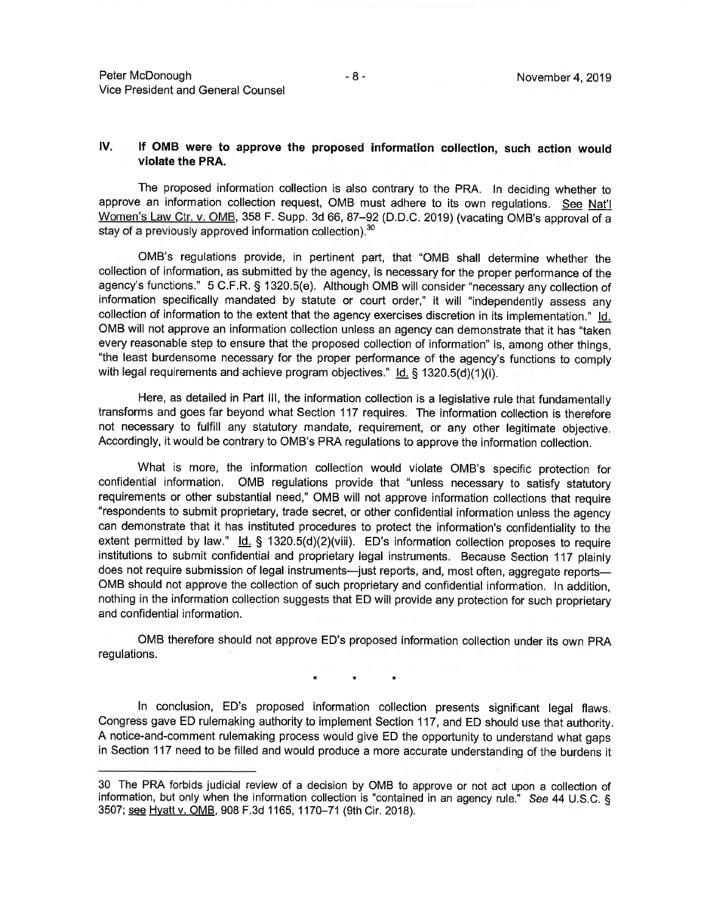## IV. If OMB were to approve the proposed information collection, such action would violate the PRA.

The proposed information collection is also contrary to the PRA. In deciding whether to approve an information collection request, OMB must adhere to its own regulations. See Nat'l Women's Law Ctr. v. OMB, 358 F. Supp. 3d 66, 87–92 (D.D.C. 2019) (vacating OMB's approval of a stay of a previously approved information collection).[30]

OMB's regulations provide, in pertinent part, that "OMB shall determine whether the collection of information, as submitted by the agency, is necessary for the proper performance of the agency's functions." 5 C.F.R. § 1320.5(e). Although OMB will consider "necessary any collection of information specifically mandated by statute or court order," it will "independently assess any collection of information to the extent that the agency exercises discretion in its implementation." Id. OMB will not approve an information collection unless an agency can demonstrate that it has "taken every reasonable step to ensure that the proposed collection of information" is, among other things, "the least burdensome necessary for the proper performance of the agency's functions to comply with legal requirements and achieve program objectives." Id. § 1320.5(d)(1)(i).

Here, as detailed in Part III, the information collection is a legislative rule that fundamentally transforms and goes far beyond what Section 117 requires. The information collection is therefore not necessary to fulfill any statutory mandate, requirement, or any other legitimate objective. Accordingly, it would be contrary to OMB's PRA regulations to approve the information collection.

What is more, the information collection would violate OMB's specific protection for confidential information. OMB regulations provide that "unless necessary to satisfy statutory requirements or other substantial need," OMB will not approve information collections that require "respondents to submit proprietary, trade secret, or other confidential information unless the agency can demonstrate that it has instituted procedures to protect the information's confidentiality to the extent permitted by law." Id. § 1320.5(d)(2)(viii). ED's information collection proposes to require institutions to submit confidential and proprietary legal instruments. Because Section 117 plainly does not require submission of legal instruments—just reports, and, most often, aggregate reports—OMB should not approve the collection of such proprietary and confidential information. In addition, nothing in the information collection suggests that ED will provide any protection for such proprietary and confidential information.

OMB therefore should not approve ED's proposed information collection under its own PRA regulations.

\* \* \*

In conclusion, ED's proposed information collection presents significant legal flaws. Congress gave ED rulemaking authority to implement Section 117, and ED should use that authority. A notice-and-comment rulemaking process would give ED the opportunity to understand what gaps in Section 117 need to be filled and would produce a more accurate understanding of the burdens it

---

30 The PRA forbids judicial review of a decision by OMB to approve or not act upon a collection of information, but only when the information collection is "contained in an agency rule." *See* 44 U.S.C. § 3507; see Hyatt v. OMB, 908 F.3d 1165, 1170–71 (9th Cir. 2018).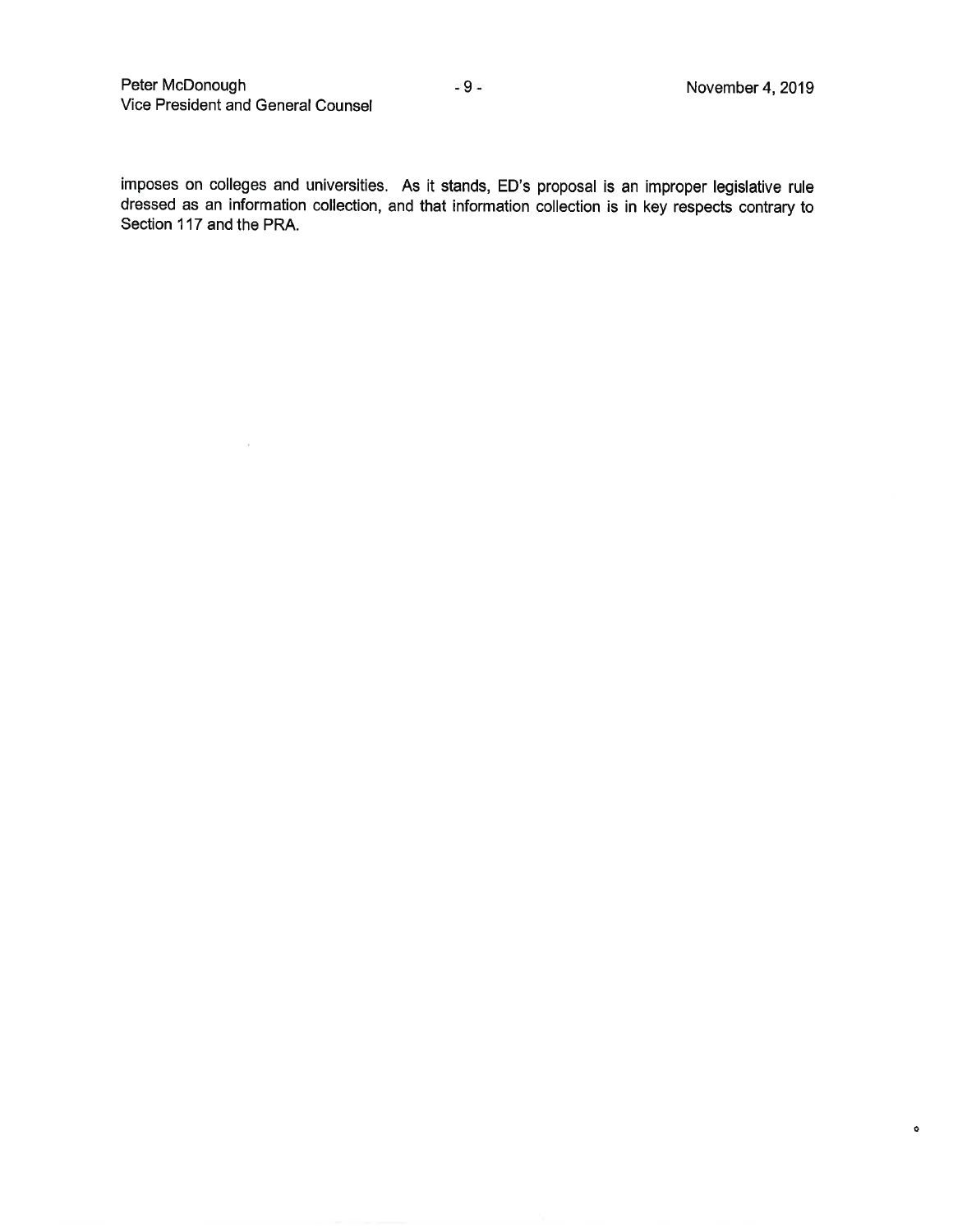imposes on colleges and universities. As it stands, ED's proposal is an improper legislative rule dressed as an information collection, and that information collection is in key respects contrary to Section 117 and the PRA.